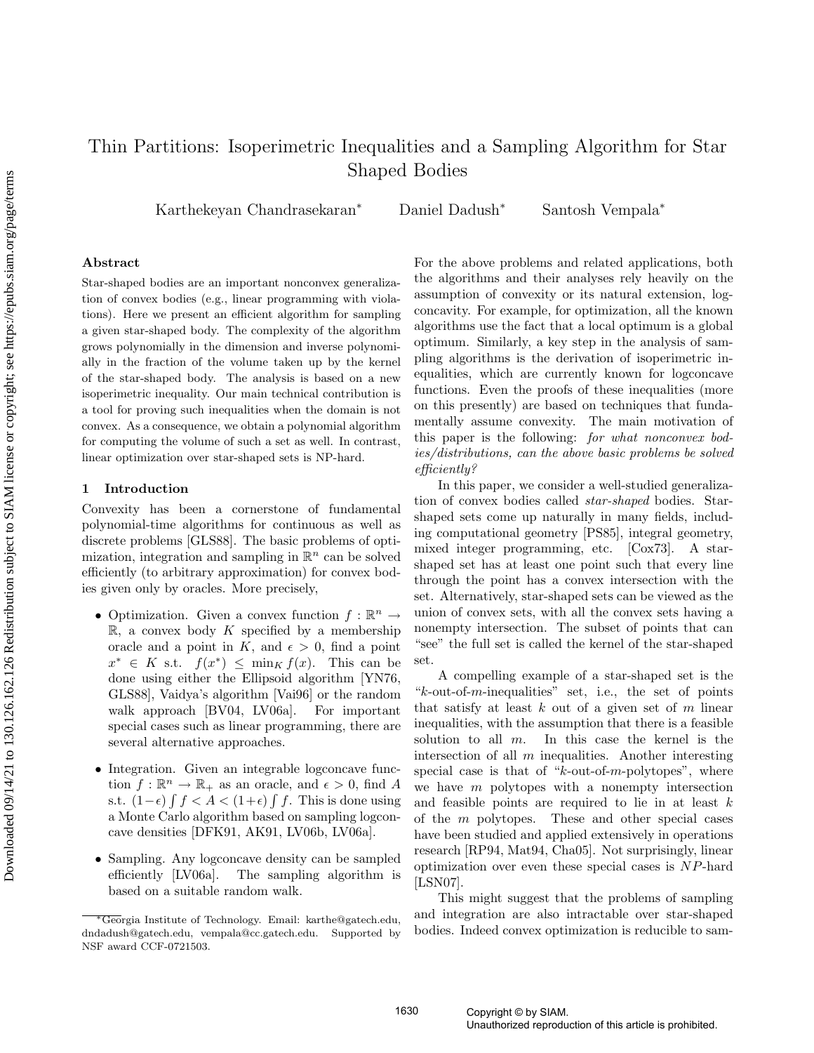# Thin Partitions: Isoperimetric Inequalities and a Sampling Algorithm for Star Shaped Bodies

Karthekeyan Chandrasekaran* Daniel Dadush* Santosh Vempala*

## Abstract

Star-shaped bodies are an important nonconvex generalization of convex bodies (e.g., linear programming with violations). Here we present an efficient algorithm for sampling a given star-shaped body. The complexity of the algorithm grows polynomially in the dimension and inverse polynomially in the fraction of the volume taken up by the kernel of the star-shaped body. The analysis is based on a new isoperimetric inequality. Our main technical contribution is a tool for proving such inequalities when the domain is not convex. As a consequence, we obtain a polynomial algorithm for computing the volume of such a set as well. In contrast, linear optimization over star-shaped sets is NP-hard.

## 1 Introduction

Convexity has been a cornerstone of fundamental polynomial-time algorithms for continuous as well as discrete problems [GLS88]. The basic problems of optimization, integration and sampling in $\mathbb{R}^n$ can be solved efficiently (to arbitrary approximation) for convex bodies given only by oracles. More precisely,

- Optimization. Given a convex function $f : \mathbb{R}^n \to \mathbb{R}$, a convex body $K$ specified by a membership oracle and a point in $K$, and $\epsilon > 0$, find a point $x^* \in K$ s.t. $f(x^*) \leq \min_K f(x)$. This can be done using either the Ellipsoid algorithm [YN76, GLS88], Vaidya's algorithm [Vai96] or the random walk approach [BV04, LV06a]. For important special cases such as linear programming, there are several alternative approaches.
- Integration. Given an integrable logconcave function $f : \mathbb{R}^n \to \mathbb{R}_+$ as an oracle, and $\epsilon > 0$, find $A$ s.t. $(1-\epsilon)\int f < A < (1+\epsilon)\int f$. This is done using a Monte Carlo algorithm based on sampling logconcave densities [DFK91, AK91, LV06b, LV06a].
- Sampling. Any logconcave density can be sampled efficiently [LV06a]. The sampling algorithm is based on a suitable random walk.

For the above problems and related applications, both the algorithms and their analyses rely heavily on the assumption of convexity or its natural extension, logconcavity. For example, for optimization, all the known algorithms use the fact that a local optimum is a global optimum. Similarly, a key step in the analysis of sampling algorithms is the derivation of isoperimetric inequalities, which are currently known for logconcave functions. Even the proofs of these inequalities (more on this presently) are based on techniques that fundamentally assume convexity. The main motivation of this paper is the following: *for what nonconvex bodies/distributions, can the above basic problems be solved efficiently?*

In this paper, we consider a well-studied generalization of convex bodies called *star-shaped* bodies. Star-shaped sets come up naturally in many fields, including computational geometry [PS85], integral geometry, mixed integer programming, etc. [Cox73]. A star-shaped set has at least one point such that every line through the point has a convex intersection with the set. Alternatively, star-shaped sets can be viewed as the union of convex sets, with all the convex sets having a nonempty intersection. The subset of points that can "see" the full set is called the kernel of the star-shaped set.

A compelling example of a star-shaped set is the "$k$-out-of-$m$-inequalities" set, i.e., the set of points that satisfy at least $k$ out of a given set of $m$ linear inequalities, with the assumption that there is a feasible solution to all $m$. In this case the kernel is the intersection of all $m$ inequalities. Another interesting special case is that of "$k$-out-of-$m$-polytopes", where we have $m$ polytopes with a nonempty intersection and feasible points are required to lie in at least $k$ of the $m$ polytopes. These and other special cases have been studied and applied extensively in operations research [RP94, Mat94, Cha05]. Not surprisingly, linear optimization over even these special cases is $NP$-hard [LSN07].

This might suggest that the problems of sampling and integration are also intractable over star-shaped bodies. Indeed convex optimization is reducible to sam-

*Georgia Institute of Technology. Email: karthe@gatech.edu, dndadush@gatech.edu, vempala@cc.gatech.edu. Supported by NSF award CCF-0721503.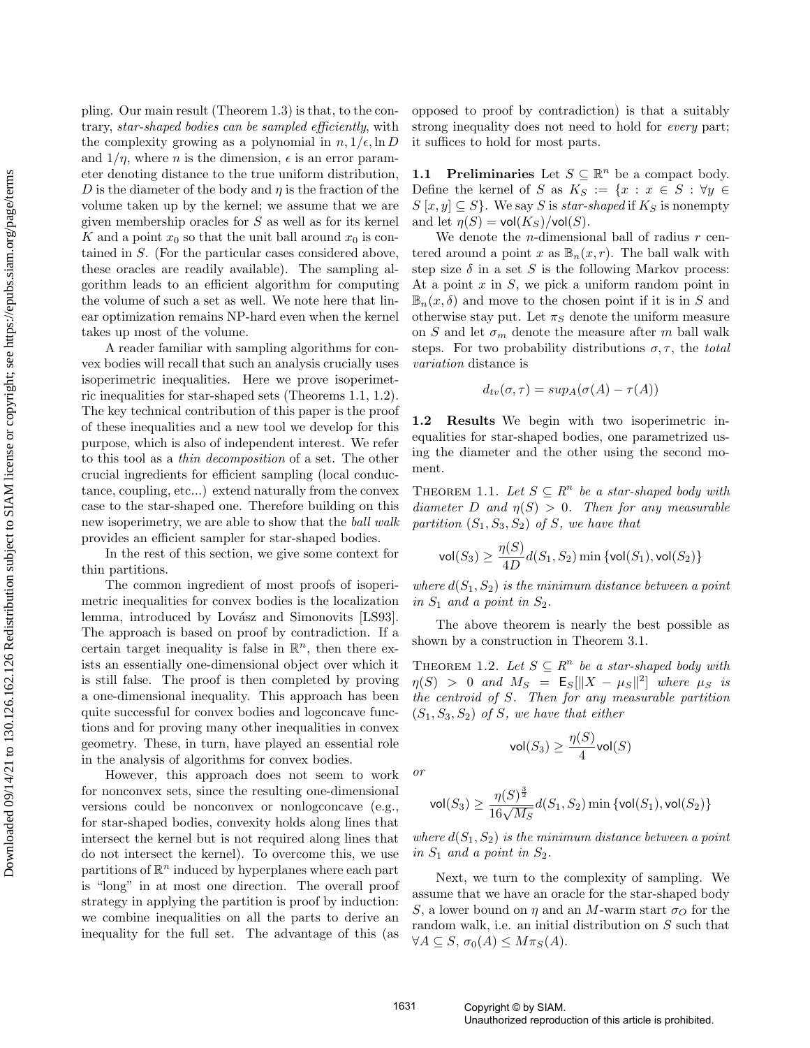pling. Our main result (Theorem 1.3) is that, to the contrary, *star-shaped bodies can be sampled efficiently*, with the complexity growing as a polynomial in $n, 1/\epsilon, \ln D$ and $1/\eta$, where $n$ is the dimension, $\epsilon$ is an error parameter denoting distance to the true uniform distribution, $D$ is the diameter of the body and $\eta$ is the fraction of the volume taken up by the kernel; we assume that we are given membership oracles for $S$ as well as for its kernel $K$ and a point $x_0$ so that the unit ball around $x_0$ is contained in $S$. (For the particular cases considered above, these oracles are readily available). The sampling algorithm leads to an efficient algorithm for computing the volume of such a set as well. We note here that linear optimization remains NP-hard even when the kernel takes up most of the volume.

A reader familiar with sampling algorithms for convex bodies will recall that such an analysis crucially uses isoperimetric inequalities. Here we prove isoperimetric inequalities for star-shaped sets (Theorems 1.1, 1.2). The key technical contribution of this paper is the proof of these inequalities and a new tool we develop for this purpose, which is also of independent interest. We refer to this tool as a *thin decomposition* of a set. The other crucial ingredients for efficient sampling (local conductance, coupling, etc...) extend naturally from the convex case to the star-shaped one. Therefore building on this new isoperimetry, we are able to show that the *ball walk* provides an efficient sampler for star-shaped bodies.

In the rest of this section, we give some context for thin partitions.

The common ingredient of most proofs of isoperimetric inequalities for convex bodies is the localization lemma, introduced by Lovász and Simonovits [LS93]. The approach is based on proof by contradiction. If a certain target inequality is false in $\mathbb{R}^n$, then there exists an essentially one-dimensional object over which it is still false. The proof is then completed by proving a one-dimensional inequality. This approach has been quite successful for convex bodies and logconcave functions and for proving many other inequalities in convex geometry. These, in turn, have played an essential role in the analysis of algorithms for convex bodies.

However, this approach does not seem to work for nonconvex sets, since the resulting one-dimensional versions could be nonconvex or nonlogconcave (e.g., for star-shaped bodies, convexity holds along lines that intersect the kernel but is not required along lines that do not intersect the kernel). To overcome this, we use partitions of $\mathbb{R}^n$ induced by hyperplanes where each part is "long" in at most one direction. The overall proof strategy in applying the partition is proof by induction: we combine inequalities on all the parts to derive an inequality for the full set. The advantage of this (as opposed to proof by contradiction) is that a suitably strong inequality does not need to hold for *every* part; it suffices to hold for most parts.

## 1.1 Preliminaries

Let $S \subseteq \mathbb{R}^n$ be a compact body. Define the kernel of $S$ as $K_S := \{x : x \in S : \forall y \in S \; [x, y] \subseteq S\}$. We say $S$ is *star-shaped* if $K_S$ is nonempty and let $\eta(S) = \mathsf{vol}(K_S)/\mathsf{vol}(S)$.

We denote the $n$-dimensional ball of radius $r$ centered around a point $x$ as $\mathbb{B}_n(x, r)$. The ball walk with step size $\delta$ in a set $S$ is the following Markov process: At a point $x$ in $S$, we pick a uniform random point in $\mathbb{B}_n(x, \delta)$ and move to the chosen point if it is in $S$ and otherwise stay put. Let $\pi_S$ denote the uniform measure on $S$ and let $\sigma_m$ denote the measure after $m$ ball walk steps. For two probability distributions $\sigma, \tau$, the *total variation* distance is

$$d_{tv}(\sigma, \tau) = sup_A(\sigma(A) - \tau(A))$$

## 1.2 Results

We begin with two isoperimetric inequalities for star-shaped bodies, one parametrized using the diameter and the other using the second moment.

THEOREM 1.1. *Let $S \subseteq R^n$ be a star-shaped body with diameter $D$ and $\eta(S) > 0$. Then for any measurable partition $(S_1, S_3, S_2)$ of $S$, we have that*

$$\mathsf{vol}(S_3) \geq \frac{\eta(S)}{4D} d(S_1, S_2) \min \{\mathsf{vol}(S_1), \mathsf{vol}(S_2)\}$$

*where $d(S_1, S_2)$ is the minimum distance between a point in $S_1$ and a point in $S_2$.*

The above theorem is nearly the best possible as shown by a construction in Theorem 3.1.

THEOREM 1.2. *Let $S \subseteq R^n$ be a star-shaped body with $\eta(S) > 0$ and $M_S = \mathsf{E}_S[\|X - \mu_S\|^2]$ where $\mu_S$ is the centroid of $S$. Then for any measurable partition $(S_1, S_3, S_2)$ of $S$, we have that either*

$$\mathsf{vol}(S_3) \geq \frac{\eta(S)}{4} \mathsf{vol}(S)$$

*or*

$$\mathsf{vol}(S_3) \geq \frac{\eta(S)^{\frac{3}{2}}}{16\sqrt{M_S}} d(S_1, S_2) \min \{\mathsf{vol}(S_1), \mathsf{vol}(S_2)\}$$

*where $d(S_1, S_2)$ is the minimum distance between a point in $S_1$ and a point in $S_2$.*

Next, we turn to the complexity of sampling. We assume that we have an oracle for the star-shaped body $S$, a lower bound on $\eta$ and an $M$-warm start $\sigma_O$ for the random walk, i.e. an initial distribution on $S$ such that $\forall A \subseteq S$, $\sigma_0(A) \leq M\pi_S(A)$.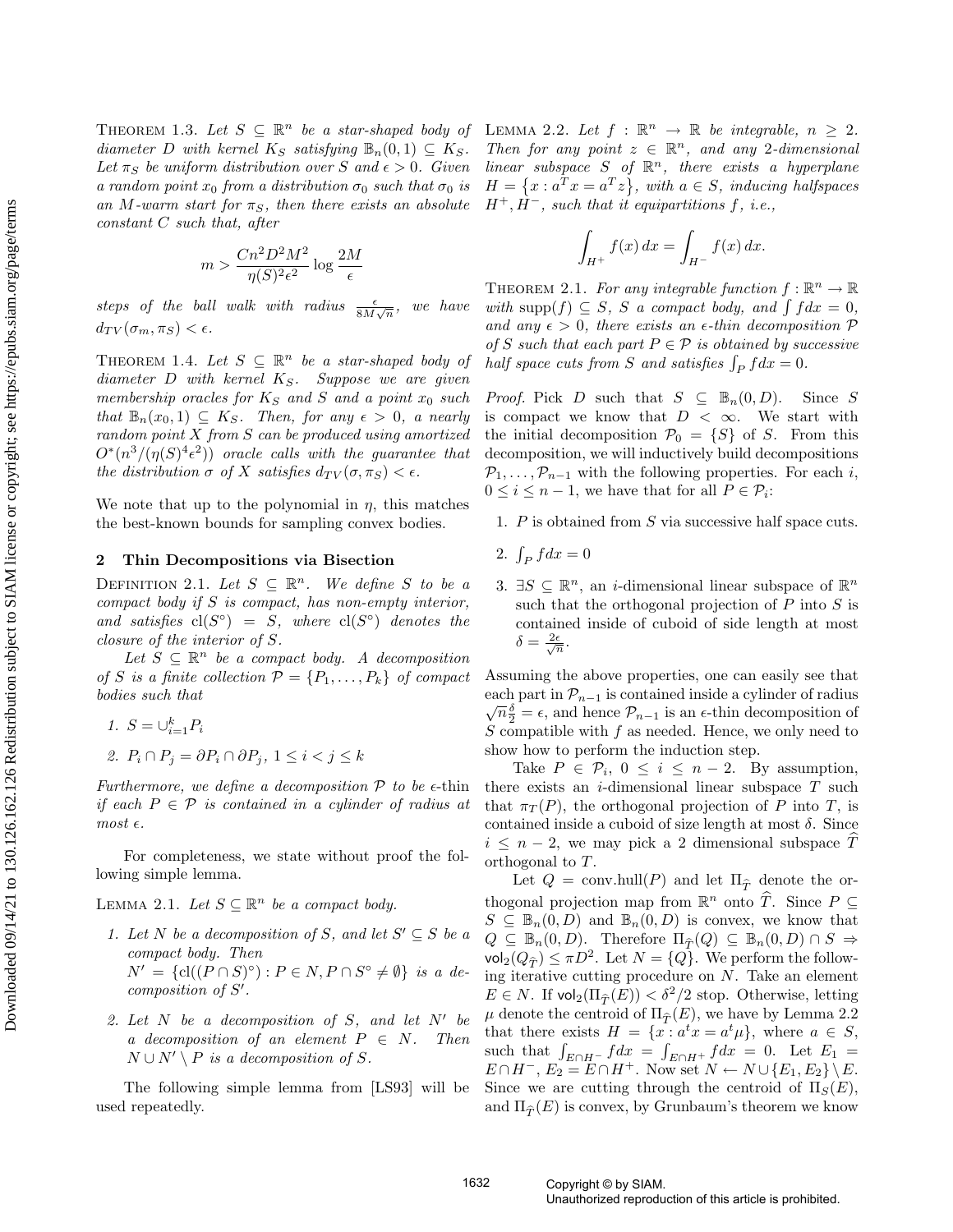THEOREM 1.3. *Let $S \subseteq \mathbb{R}^n$ be a star-shaped body of diameter $D$ with kernel $K_S$ satisfying $\mathbb{B}_n(0,1) \subseteq K_S$. Let $\pi_S$ be uniform distribution over $S$ and $\epsilon > 0$. Given a random point $x_0$ from a distribution $\sigma_0$ such that $\sigma_0$ is an $M$-warm start for $\pi_S$, then there exists an absolute constant $C$ such that, after*

$$m > \frac{Cn^2D^2M^2}{\eta(S)^2\epsilon^2} \log \frac{2M}{\epsilon}$$

*steps of the ball walk with radius $\frac{\epsilon}{8M\sqrt{n}}$, we have $d_{TV}(\sigma_m, \pi_S) < \epsilon$.*

THEOREM 1.4. *Let $S \subseteq \mathbb{R}^n$ be a star-shaped body of diameter $D$ with kernel $K_S$. Suppose we are given membership oracles for $K_S$ and $S$ and a point $x_0$ such that $\mathbb{B}_n(x_0, 1) \subseteq K_S$. Then, for any $\epsilon > 0$, a nearly random point $X$ from $S$ can be produced using amortized $O^*(n^3/(\eta(S)^4\epsilon^2))$ oracle calls with the guarantee that the distribution $\sigma$ of $X$ satisfies $d_{TV}(\sigma, \pi_S) < \epsilon$.*

We note that up to the polynomial in $\eta$, this matches the best-known bounds for sampling convex bodies.

## 2 Thin Decompositions via Bisection

DEFINITION 2.1. *Let $S \subseteq \mathbb{R}^n$. We define $S$ to be a compact body if $S$ is compact, has non-empty interior, and satisfies $\mathrm{cl}(S^\circ) = S$, where $\mathrm{cl}(S^\circ)$ denotes the closure of the interior of $S$.*

*Let $S \subseteq \mathbb{R}^n$ be a compact body. A decomposition of $S$ is a finite collection $\mathcal{P} = \{P_1, \ldots, P_k\}$ of compact bodies such that*

1. *$S = \cup_{i=1}^k P_i$*
2. *$P_i \cap P_j = \partial P_i \cap \partial P_j$, $1 \le i < j \le k$*

*Furthermore, we define a decomposition $\mathcal{P}$ to be $\epsilon$-thin if each $P \in \mathcal{P}$ is contained in a cylinder of radius at most $\epsilon$.*

For completeness, we state without proof the following simple lemma.

LEMMA 2.1. *Let $S \subseteq \mathbb{R}^n$ be a compact body.*

1. *Let $N$ be a decomposition of $S$, and let $S' \subseteq S$ be a compact body. Then $N' = \{\mathrm{cl}((P \cap S)^\circ) : P \in N, P \cap S^\circ \neq \emptyset\}$ is a decomposition of $S'$.*
2. *Let $N$ be a decomposition of $S$, and let $N'$ be a decomposition of an element $P \in N$. Then $N \cup N' \setminus P$ is a decomposition of $S$.*

The following simple lemma from [LS93] will be used repeatedly.

LEMMA 2.2. *Let $f : \mathbb{R}^n \to \mathbb{R}$ be integrable, $n \ge 2$. Then for any point $z \in \mathbb{R}^n$, and any 2-dimensional linear subspace $S$ of $\mathbb{R}^n$, there exists a hyperplane $H = \{x : a^T x = a^T z\}$, with $a \in S$, inducing halfspaces $H^+, H^-$, such that it equipartitions $f$, i.e.,*

$$\int_{H^+} f(x)\,dx = \int_{H^-} f(x)\,dx.$$

THEOREM 2.1. *For any integrable function $f : \mathbb{R}^n \to \mathbb{R}$ with $\mathrm{supp}(f) \subseteq S$, $S$ a compact body, and $\int f dx = 0$, and any $\epsilon > 0$, there exists an $\epsilon$-thin decomposition $\mathcal{P}$ of $S$ such that each part $P \in \mathcal{P}$ is obtained by successive half space cuts from $S$ and satisfies $\int_P f dx = 0$.*

*Proof.* Pick $D$ such that $S \subseteq \mathbb{B}_n(0, D)$. Since $S$ is compact we know that $D < \infty$. We start with the initial decomposition $\mathcal{P}_0 = \{S\}$ of $S$. From this decomposition, we will inductively build decompositions $\mathcal{P}_1, \ldots, \mathcal{P}_{n-1}$ with the following properties. For each $i$, $0 \le i \le n-1$, we have that for all $P \in \mathcal{P}_i$:

1. $P$ is obtained from $S$ via successive half space cuts.
2. $\int_P f dx = 0$
3. $\exists S \subseteq \mathbb{R}^n$, an $i$-dimensional linear subspace of $\mathbb{R}^n$ such that the orthogonal projection of $P$ into $S$ is contained inside of cuboid of side length at most $\delta = \frac{2\epsilon}{\sqrt{n}}$.

Assuming the above properties, one can easily see that each part in $\mathcal{P}_{n-1}$ is contained inside a cylinder of radius $\sqrt{n}\frac{\delta}{2} = \epsilon$, and hence $\mathcal{P}_{n-1}$ is an $\epsilon$-thin decomposition of $S$ compatible with $f$ as needed. Hence, we only need to show how to perform the induction step.

Take $P \in \mathcal{P}_i$, $0 \le i \le n-2$. By assumption, there exists an $i$-dimensional linear subspace $T$ such that $\pi_T(P)$, the orthogonal projection of $P$ into $T$, is contained inside a cuboid of size length at most $\delta$. Since $i \le n-2$, we may pick a 2 dimensional subspace $\widehat{T}$ orthogonal to $T$.

Let $Q = \mathrm{conv.hull}(P)$ and let $\Pi_{\widehat{T}}$ denote the orthogonal projection map from $\mathbb{R}^n$ onto $\widehat{T}$. Since $P \subseteq S \subseteq \mathbb{B}_n(0, D)$ and $\mathbb{B}_n(0, D)$ is convex, we know that $Q \subseteq \mathbb{B}_n(0, D)$. Therefore $\Pi_{\widehat{T}}(Q) \subseteq \mathbb{B}_n(0, D) \cap S \Rightarrow \mathsf{vol}_2(Q_{\widehat{T}}) \le \pi D^2$. Let $N = \{Q\}$. We perform the following iterative cutting procedure on $N$. Take an element $E \in N$. If $\mathsf{vol}_2(\Pi_{\widehat{T}}(E)) < \delta^2/2$ stop. Otherwise, letting $\mu$ denote the centroid of $\Pi_{\widehat{T}}(E)$, we have by Lemma 2.2 that there exists $H = \{x : a^t x = a^t \mu\}$, where $a \in S$, such that $\int_{E \cap H^-} f dx = \int_{E \cap H^+} f dx = 0$. Let $E_1 = E \cap H^-$, $E_2 = E \cap H^+$. Now set $N \leftarrow N \cup \{E_1, E_2\} \setminus E$. Since we are cutting through the centroid of $\Pi_S(E)$, and $\Pi_{\widehat{T}}(E)$ is convex, by Grunbaum's theorem we know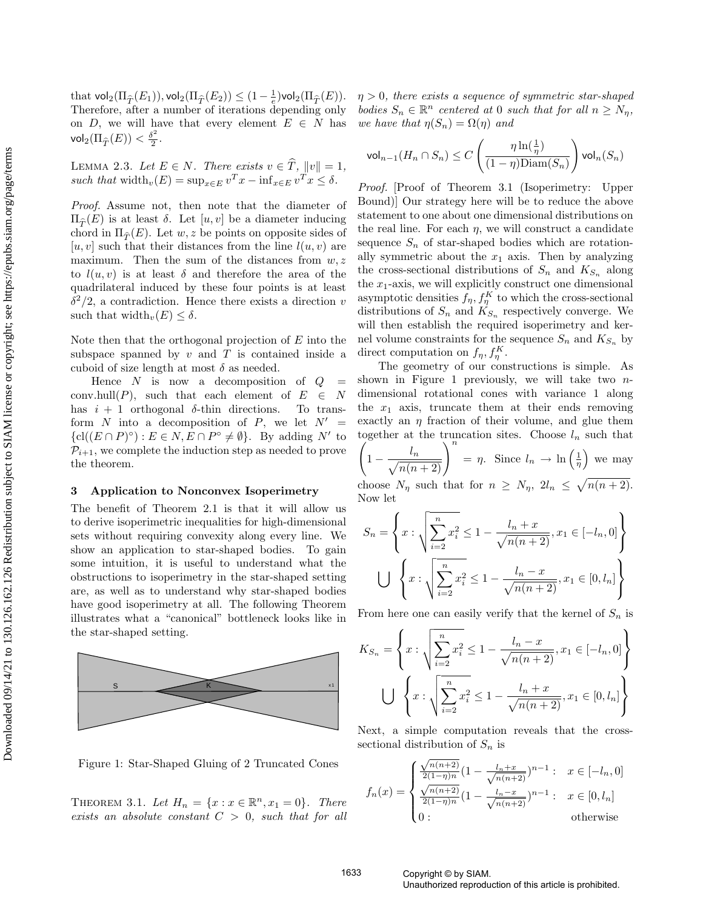that $\mathsf{vol}_2(\Pi_{\widehat{T}}(E_1)), \mathsf{vol}_2(\Pi_{\widehat{T}}(E_2)) \leq (1-\frac{1}{e})\mathsf{vol}_2(\Pi_{\widehat{T}}(E))$. Therefore, after a number of iterations depending only on $D$, we will have that every element $E \in N$ has $\mathsf{vol}_2(\Pi_{\widehat{T}}(E)) < \frac{\delta^2}{2}$.

LEMMA 2.3. *Let $E \in N$. There exists $v \in \widehat{T}$, $\|v\| = 1$, such that $\text{width}_v(E) = \sup_{x\in E} v^T x - \inf_{x \in E} v^T x \leq \delta$.*

*Proof.* Assume not, then note that the diameter of $\Pi_{\widehat{T}}(E)$ is at least $\delta$. Let $[u, v]$ be a diameter inducing chord in $\Pi_{\widehat{T}}(E)$. Let $w, z$ be points on opposite sides of $[u, v]$ such that their distances from the line $l(u, v)$ are maximum. Then the sum of the distances from $w, z$ to $l(u, v)$ is at least $\delta$ and therefore the area of the quadrilateral induced by these four points is at least $\delta^2/2$, a contradiction. Hence there exists a direction $v$ such that $\text{width}_v(E) \leq \delta$.

Note then that the orthogonal projection of $E$ into the subspace spanned by $v$ and $T$ is contained inside a cuboid of size length at most $\delta$ as needed.

Hence $N$ is now a decomposition of $Q = \text{conv.hull}(P)$, such that each element of $E \in N$ has $i+1$ orthogonal $\delta$-thin directions. To transform $N$ into a decomposition of $P$, we let $N' = \{\text{cl}((E \cap P)^\circ) : E \in N, E \cap P^\circ \neq \emptyset\}$. By adding $N'$ to $\mathcal{P}_{i+1}$, we complete the induction step as needed to prove the theorem.

## 3 Application to Nonconvex Isoperimetry

The benefit of Theorem 2.1 is that it will allow us to derive isoperimetric inequalities for high-dimensional sets without requiring convexity along every line. We show an application to star-shaped bodies. To gain some intuition, it is useful to understand what the obstructions to isoperimetry in the star-shaped setting are, as well as to understand why star-shaped bodies have good isoperimetry at all. The following Theorem illustrates what a "canonical" bottleneck looks like in the star-shaped setting.

Figure 1: Star-Shaped Gluing of 2 Truncated Cones

THEOREM 3.1. *Let $H_n = \{x : x \in \mathbb{R}^n, x_1 = 0\}$. There exists an absolute constant $C > 0$, such that for all $\eta > 0$, there exists a sequence of symmetric star-shaped bodies $S_n \in \mathbb{R}^n$ centered at $0$ such that for all $n \geq N_\eta$, we have that $\eta(S_n) = \Omega(\eta)$ and*

$$\mathsf{vol}_{n-1}(H_n \cap S_n) \leq C\left(\frac{\eta \ln(\frac{1}{\eta})}{(1-\eta)\text{Diam}(S_n)}\right)\mathsf{vol}_n(S_n)$$

*Proof.* [Proof of Theorem 3.1 (Isoperimetry: Upper Bound)] Our strategy here will be to reduce the above statement to one about one dimensional distributions on the real line. For each $\eta$, we will construct a candidate sequence $S_n$ of star-shaped bodies which are rotationally symmetric about the $x_1$ axis. Then by analyzing the cross-sectional distributions of $S_n$ and $K_{S_n}$ along the $x_1$-axis, we will explicitly construct one dimensional asymptotic densities $f_\eta, f_\eta^K$ to which the cross-sectional distributions of $S_n$ and $K_{S_n}$ respectively converge. We will then establish the required isoperimetry and kernel volume constraints for the sequence $S_n$ and $K_{S_n}$ by direct computation on $f_\eta, f_\eta^K$.

The geometry of our constructions is simple. As shown in Figure 1 previously, we will take two $n$-dimensional rotational cones with variance 1 along the $x_1$ axis, truncate them at their ends removing exactly an $\eta$ fraction of their volume, and glue them together at the truncation sites. Choose $l_n$ such that $\left(1 - \frac{l_n}{\sqrt{n(n+2)}}\right)^n = \eta$. Since $l_n \to \ln\left(\frac{1}{\eta}\right)$ we may choose $N_\eta$ such that for $n \geq N_\eta$, $2l_n \leq \sqrt{n(n+2)}$. Now let

$$S_n = \left\{x : \sqrt{\sum_{i=2}^n x_i^2} \leq 1 - \frac{l_n + x}{\sqrt{n(n+2)}}, x_1 \in [-l_n, 0]\right\}$$
$$\bigcup \left\{x : \sqrt{\sum_{i=2}^n x_i^2} \leq 1 - \frac{l_n - x}{\sqrt{n(n+2)}}, x_1 \in [0, l_n]\right\}$$

From here one can easily verify that the kernel of $S_n$ is

$$K_{S_n} = \left\{x : \sqrt{\sum_{i=2}^n x_i^2} \leq 1 - \frac{l_n - x}{\sqrt{n(n+2)}}, x_1 \in [-l_n, 0]\right\}$$
$$\bigcup \left\{x : \sqrt{\sum_{i=2}^n x_i^2} \leq 1 - \frac{l_n + x}{\sqrt{n(n+2)}}, x_1 \in [0, l_n]\right\}$$

Next, a simple computation reveals that the cross-sectional distribution of $S_n$ is

$$f_n(x) = \begin{cases} \frac{\sqrt{n(n+2)}}{2(1-\eta)n}\left(1 - \frac{l_n + x}{\sqrt{n(n+2)}}\right)^{n-1} : & x \in [-l_n, 0] \\ \frac{\sqrt{n(n+2)}}{2(1-\eta)n}\left(1 - \frac{l_n - x}{\sqrt{n(n+2)}}\right)^{n-1} : & x \in [0, l_n] \\ 0 : & \text{otherwise} \end{cases}$$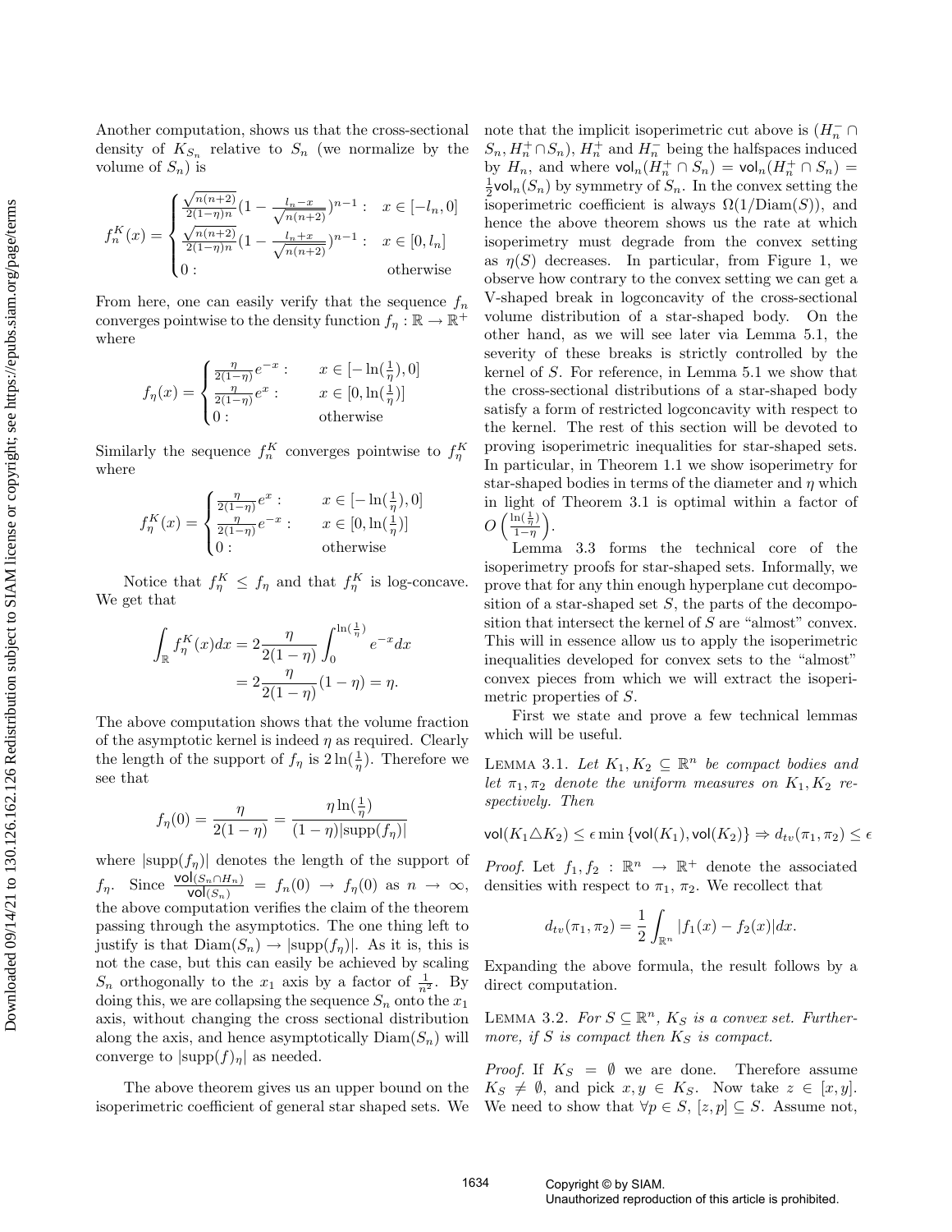Another computation, shows us that the cross-sectional density of $K_{S_n}$ relative to $S_n$ (we normalize by the volume of $S_n$) is

$$f_n^K(x) = \begin{cases} \frac{\sqrt{n(n+2)}}{2(1-\eta)n}(1 - \frac{l_n - x}{\sqrt{n(n+2)}})^{n-1} : & x \in [-l_n, 0] \\ \frac{\sqrt{n(n+2)}}{2(1-\eta)n}(1 - \frac{l_n + x}{\sqrt{n(n+2)}})^{n-1} : & x \in [0, l_n] \\ 0 : & \text{otherwise} \end{cases}$$

From here, one can easily verify that the sequence $f_n$ converges pointwise to the density function $f_\eta : \mathbb{R} \to \mathbb{R}^+$ where

$$f_\eta(x) = \begin{cases} \frac{\eta}{2(1-\eta)} e^{-x} : & x \in [-\ln(\frac{1}{\eta}), 0] \\ \frac{\eta}{2(1-\eta)} e^{x} : & x \in [0, \ln(\frac{1}{\eta})] \\ 0 : & \text{otherwise} \end{cases}$$

Similarly the sequence $f_n^K$ converges pointwise to $f_\eta^K$ where

$$f_\eta^K(x) = \begin{cases} \frac{\eta}{2(1-\eta)} e^{x} : & x \in [-\ln(\frac{1}{\eta}), 0] \\ \frac{\eta}{2(1-\eta)} e^{-x} : & x \in [0, \ln(\frac{1}{\eta})] \\ 0 : & \text{otherwise} \end{cases}$$

Notice that $f_\eta^K \leq f_\eta$ and that $f_\eta^K$ is log-concave. We get that

$$\begin{aligned} \int_{\mathbb{R}} f_\eta^K(x)dx &= 2\frac{\eta}{2(1-\eta)} \int_0^{\ln(\frac{1}{\eta})} e^{-x} dx \\ &= 2\frac{\eta}{2(1-\eta)}(1-\eta) = \eta. \end{aligned}$$

The above computation shows that the volume fraction of the asymptotic kernel is indeed $\eta$ as required. Clearly the length of the support of $f_\eta$ is $2\ln(\frac{1}{\eta})$. Therefore we see that

$$f_\eta(0) = \frac{\eta}{2(1-\eta)} = \frac{\eta \ln(\frac{1}{\eta})}{(1-\eta)|\text{supp}(f_\eta)|}$$

where $|\text{supp}(f_\eta)|$ denotes the length of the support of $f_\eta$. Since $\frac{\mathsf{vol}(S_n \cap H_n)}{\mathsf{vol}(S_n)} = f_n(0) \to f_\eta(0)$ as $n \to \infty$, the above computation verifies the claim of the theorem passing through the asymptotics. The one thing left to justify is that $\text{Diam}(S_n) \to |\text{supp}(f_\eta)|$. As it is, this is not the case, but this can easily be achieved by scaling $S_n$ orthogonally to the $x_1$ axis by a factor of $\frac{1}{n^2}$. By doing this, we are collapsing the sequence $S_n$ onto the $x_1$ axis, without changing the cross sectional distribution along the axis, and hence asymptotically $\text{Diam}(S_n)$ will converge to $|\text{supp}(f)_\eta|$ as needed.

The above theorem gives us an upper bound on the isoperimetric coefficient of general star shaped sets. We note that the implicit isoperimetric cut above is $(H_n^- \cap S_n, H_n^+ \cap S_n)$, $H_n^+$ and $H_n^-$ being the halfspaces induced by $H_n$, and where $\mathsf{vol}_n(H_n^+ \cap S_n) = \mathsf{vol}_n(H_n^+ \cap S_n) = \frac{1}{2}\mathsf{vol}_n(S_n)$ by symmetry of $S_n$. In the convex setting the isoperimetric coefficient is always $\Omega(1/\text{Diam}(S))$, and hence the above theorem shows us the rate at which isoperimetry must degrade from the convex setting as $\eta(S)$ decreases. In particular, from Figure 1, we observe how contrary to the convex setting we can get a V-shaped break in logconcavity of the cross-sectional volume distribution of a star-shaped body. On the other hand, as we will see later via Lemma 5.1, the severity of these breaks is strictly controlled by the kernel of $S$. For reference, in Lemma 5.1 we show that the cross-sectional distributions of a star-shaped body satisfy a form of restricted logconcavity with respect to the kernel. The rest of this section will be devoted to proving isoperimetric inequalities for star-shaped sets. In particular, in Theorem 1.1 we show isoperimetry for star-shaped bodies in terms of the diameter and $\eta$ which in light of Theorem 3.1 is optimal within a factor of $O\left(\frac{\ln(\frac{1}{\eta})}{1-\eta}\right)$.

Lemma 3.3 forms the technical core of the isoperimetry proofs for star-shaped sets. Informally, we prove that for any thin enough hyperplane cut decomposition of a star-shaped set $S$, the parts of the decomposition that intersect the kernel of $S$ are "almost" convex. This will in essence allow us to apply the isoperimetric inequalities developed for convex sets to the "almost" convex pieces from which we will extract the isoperimetric properties of $S$.

First we state and prove a few technical lemmas which will be useful.

LEMMA 3.1. *Let $K_1, K_2 \subseteq \mathbb{R}^n$ be compact bodies and let $\pi_1, \pi_2$ denote the uniform measures on $K_1, K_2$ respectively. Then*

$$\mathsf{vol}(K_1 \triangle K_2) \leq \epsilon \min\{\mathsf{vol}(K_1), \mathsf{vol}(K_2)\} \Rightarrow d_{tv}(\pi_1, \pi_2) \leq \epsilon$$

*Proof.* Let $f_1, f_2 : \mathbb{R}^n \to \mathbb{R}^+$ denote the associated densities with respect to $\pi_1$, $\pi_2$. We recollect that

$$d_{tv}(\pi_1, \pi_2) = \frac{1}{2} \int_{\mathbb{R}^n} |f_1(x) - f_2(x)| dx.$$

Expanding the above formula, the result follows by a direct computation.

LEMMA 3.2. *For $S \subseteq \mathbb{R}^n$, $K_S$ is a convex set. Furthermore, if $S$ is compact then $K_S$ is compact.*

*Proof.* If $K_S = \emptyset$ we are done. Therefore assume $K_S \neq \emptyset$, and pick $x, y \in K_S$. Now take $z \in [x, y]$. We need to show that $\forall p \in S$, $[z, p] \subseteq S$. Assume not,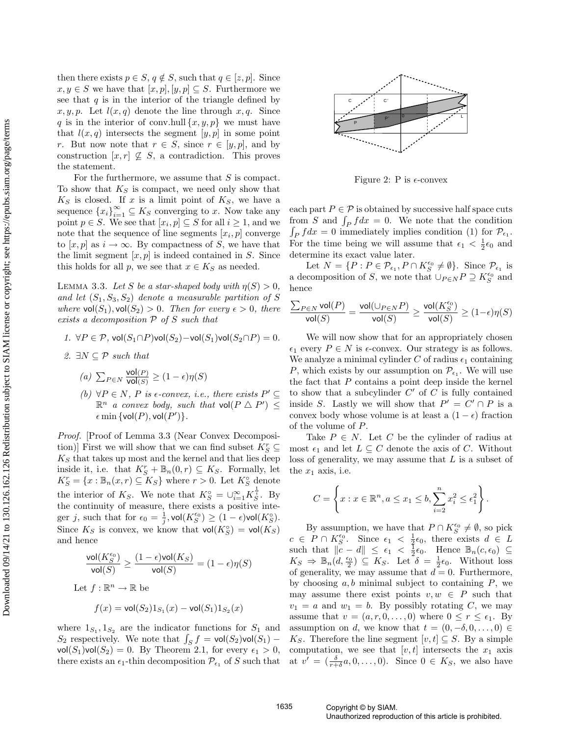then there exists $p \in S$, $q \notin S$, such that $q \in [z,p]$. Since $x, y \in S$ we have that $[x,p], [y,p] \subseteq S$. Furthermore we see that $q$ is in the interior of the triangle defined by $x, y, p$. Let $l(x,q)$ denote the line through $x, q$. Since $q$ is in the interior of conv.hull$\{x,y,p\}$ we must have that $l(x,q)$ intersects the segment $[y,p]$ in some point $r$. But now note that $r \in S$, since $r \in [y,p]$, and by construction $[x,r] \not\subseteq S$, a contradiction. This proves the statement.

For the furthermore, we assume that $S$ is compact. To show that $K_S$ is compact, we need only show that $K_S$ is closed. If $x$ is a limit point of $K_S$, we have a sequence $\{x_i\}_{i=1}^{\infty} \subseteq K_S$ converging to $x$. Now take any point $p \in S$. We see that $[x_i, p] \subseteq S$ for all $i \geq 1$, and we note that the sequence of line segments $[x_i, p]$ converge to $[x,p]$ as $i \to \infty$. By compactness of $S$, we have that the limit segment $[x,p]$ is indeed contained in $S$. Since this holds for all $p$, we see that $x \in K_S$ as needed.

Lemma 3.3. *Let $S$ be a star-shaped body with $\eta(S) > 0$, and let $(S_1, S_3, S_2)$ denote a measurable partition of $S$ where $\mathsf{vol}(S_1), \mathsf{vol}(S_2) > 0$. Then for every $\epsilon > 0$, there exists a decomposition $\mathcal{P}$ of $S$ such that*

1. *$\forall P \in \mathcal{P}$, $\mathsf{vol}(S_1 \cap P)\mathsf{vol}(S_2) - \mathsf{vol}(S_1)\mathsf{vol}(S_2 \cap P) = 0$.*
2. *$\exists N \subseteq \mathcal{P}$ such that*
   (a) *$\sum_{P \in N} \frac{\mathsf{vol}(P)}{\mathsf{vol}(S)} \geq (1-\epsilon)\eta(S)$*
   (b) *$\forall P \in N$, $P$ is $\epsilon$-convex, i.e., there exists $P' \subseteq \mathbb{R}^n$ a convex body, such that $\mathsf{vol}(P \triangle P') \leq \epsilon \min\{\mathsf{vol}(P), \mathsf{vol}(P')\}$.*

*Proof.* [Proof of Lemma 3.3 (Near Convex Decomposition)] First we will show that we can find subset $K_S^r \subseteq K_S$ that takes up most and the kernel and that lies deep inside it, i.e. that $K_S^r + \mathbb{B}_n(0,r) \subseteq K_S$. Formally, let $K_S^r = \{x : \mathbb{B}_n(x,r) \subseteq K_S\}$ where $r > 0$. Let $K_S^\circ$ denote the interior of $K_S$. We note that $K_S^\circ = \cup_{i=1}^{\infty} K_S^{\frac{1}{i}}$. By the continuity of measure, there exists a positive integer $j$, such that for $\epsilon_0 = \frac{1}{j}$, $\mathsf{vol}(K_S^{\epsilon_0}) \geq (1-\epsilon)\mathsf{vol}(K_S^\circ)$. Since $K_S$ is convex, we know that $\mathsf{vol}(K_S^\circ) = \mathsf{vol}(K_S)$ and hence

$$\frac{\mathsf{vol}(K_S^{\epsilon_0})}{\mathsf{vol}(S)} \geq \frac{(1-\epsilon)\mathsf{vol}(K_S)}{\mathsf{vol}(S)} = (1-\epsilon)\eta(S)$$

Let $f : \mathbb{R}^n \to \mathbb{R}$ be

$$f(x) = \mathsf{vol}(S_2)1_{S_1}(x) - \mathsf{vol}(S_1)1_{S_2}(x)$$

where $1_{S_1}, 1_{S_2}$ are the indicator functions for $S_1$ and $S_2$ respectively. We note that $\int_S f = \mathsf{vol}(S_2)\mathsf{vol}(S_1) - \mathsf{vol}(S_1)\mathsf{vol}(S_2) = 0$. By Theorem 2.1, for every $\epsilon_1 > 0$, there exists an $\epsilon_1$-thin decomposition $\mathcal{P}_{\epsilon_1}$ of $S$ such that each part $P \in \mathcal{P}$ is obtained by successive half space cuts from $S$ and $\int_P f dx = 0$. We note that the condition $\int_P f dx = 0$ immediately implies condition (1) for $\mathcal{P}_{\epsilon_1}$. For the time being we will assume that $\epsilon_1 < \frac{1}{2}\epsilon_0$ and determine its exact value later.

Figure 2: P is $\epsilon$-convex

Let $N = \{P : P \in \mathcal{P}_{\epsilon_1}, P \cap K_S^{\epsilon_0} \neq \emptyset\}$. Since $\mathcal{P}_{\epsilon_1}$ is a decomposition of $S$, we note that $\cup_{P \in N} P \supseteq K_S^{\epsilon_0}$ and hence

$$\frac{\sum_{P \in N} \mathsf{vol}(P)}{\mathsf{vol}(S)} = \frac{\mathsf{vol}(\cup_{P \in N} P)}{\mathsf{vol}(S)} \geq \frac{\mathsf{vol}(K_S^{\epsilon_0})}{\mathsf{vol}(S)} \geq (1-\epsilon)\eta(S)$$

We will now show that for an appropriately chosen $\epsilon_1$ every $P \in N$ is $\epsilon$-convex. Our strategy is as follows. We analyze a minimal cylinder $C$ of radius $\epsilon_1$ containing $P$, which exists by our assumption on $\mathcal{P}_{\epsilon_1}$. We will use the fact that $P$ contains a point deep inside the kernel to show that a subcylinder $C'$ of $C$ is fully contained inside $S$. Lastly we will show that $P' = C' \cap P$ is a convex body whose volume is at least a $(1-\epsilon)$ fraction of the volume of $P$.

Take $P \in N$. Let $C$ be the cylinder of radius at most $\epsilon_1$ and let $L \subseteq C$ denote the axis of $C$. Without loss of generality, we may assume that $L$ is a subset of the $x_1$ axis, i.e.

$$C = \left\{ x : x \in \mathbb{R}^n, a \leq x_1 \leq b, \sum_{i=2}^{n} x_i^2 \leq \epsilon_1^2 \right\}.$$

By assumption, we have that $P \cap K_S^{\epsilon_0} \neq \emptyset$, so pick $c \in P \cap K_S^{\epsilon_0}$. Since $\epsilon_1 < \frac{1}{2}\epsilon_0$, there exists $d \in L$ such that $\|c - d\| \leq \epsilon_1 < \frac{1}{2}\epsilon_0$. Hence $\mathbb{B}_n(c, \epsilon_0) \subseteq K_S \Rightarrow \mathbb{B}_n(d, \frac{\epsilon_0}{2}) \subseteq K_S$. Let $\delta = \frac{1}{2}\epsilon_0$. Without loss of generality, we may assume that $d = 0$. Furthermore, by choosing $a, b$ minimal subject to containing $P$, we may assume there exist points $v, w \in P$ such that $v_1 = a$ and $w_1 = b$. By possibly rotating $C$, we may assume that $v = (a, r, 0, \ldots, 0)$ where $0 \leq r \leq \epsilon_1$. By assumption on $d$, we know that $t = (0, -\delta, 0, \ldots, 0) \in K_S$. Therefore the line segment $[v,t] \subseteq S$. By a simple computation, we see that $[v,t]$ intersects the $x_1$ axis at $v' = (\frac{\delta}{r+\delta}a, 0, \ldots, 0)$. Since $0 \in K_S$, we also have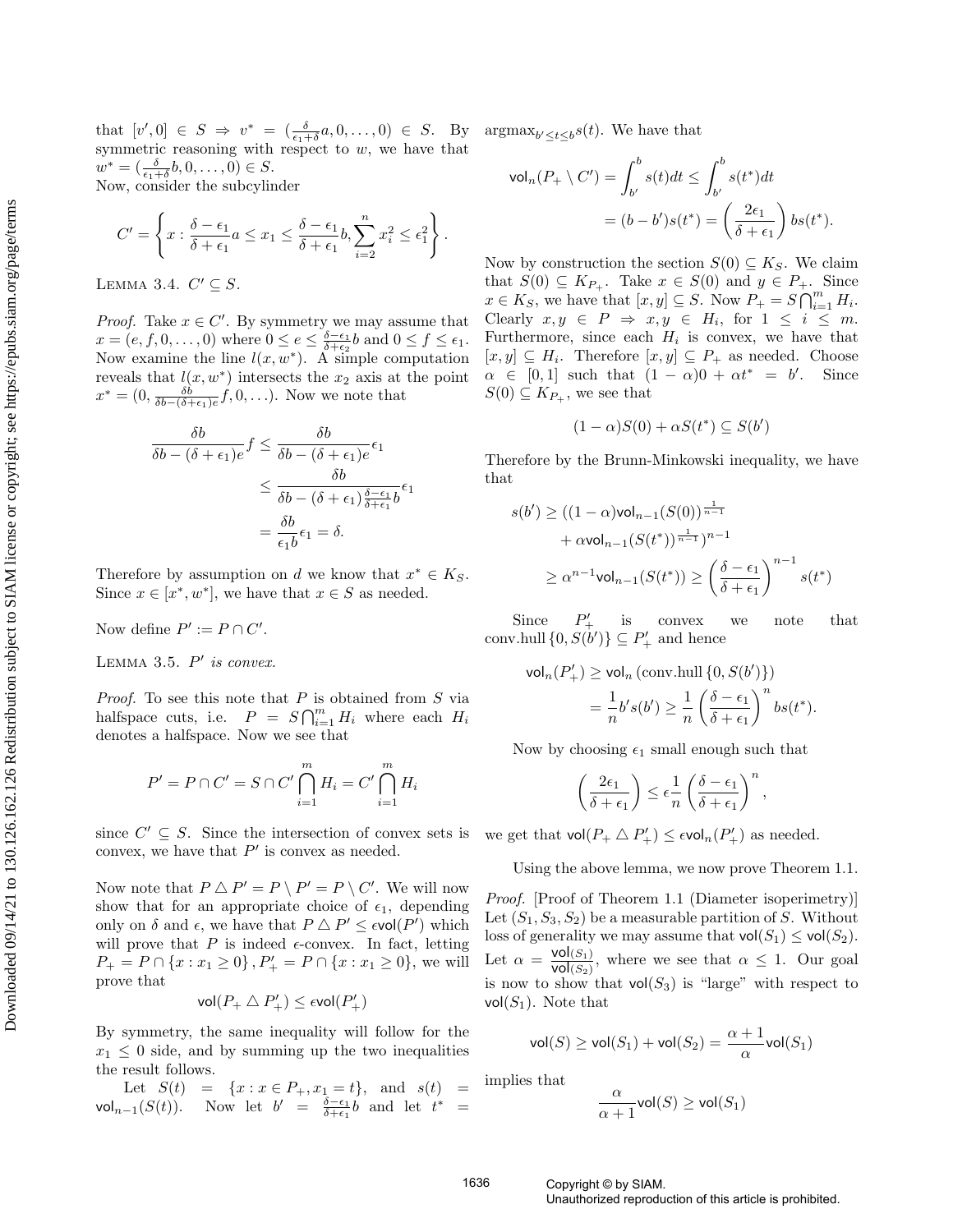that $[v', 0] \in S \Rightarrow v^* = (\frac{\delta}{\epsilon_1+\delta}a, 0, \ldots, 0) \in S$. By symmetric reasoning with respect to $w$, we have that $w^* = (\frac{\delta}{\epsilon_1+\delta}b, 0, \ldots, 0) \in S$.
Now, consider the subcylinder

$$C' = \left\{ x : \frac{\delta - \epsilon_1}{\delta + \epsilon_1} a \le x_1 \le \frac{\delta - \epsilon_1}{\delta + \epsilon_1} b, \sum_{i=2}^{n} x_i^2 \le \epsilon_1^2 \right\}.$$

LEMMA 3.4. $C' \subseteq S$.

*Proof.* Take $x \in C'$. By symmetry we may assume that $x = (e, f, 0, \ldots, 0)$ where $0 \le e \le \frac{\delta - \epsilon_1}{\delta + \epsilon_2} b$ and $0 \le f \le \epsilon_1$. Now examine the line $l(x, w^*)$. A simple computation reveals that $l(x, w^*)$ intersects the $x_2$ axis at the point $x^* = (0, \frac{\delta b}{\delta b - (\delta + \epsilon_1) e} f, 0, \ldots)$. Now we note that

$$\begin{aligned}
\frac{\delta b}{\delta b - (\delta + \epsilon_1)e} f &\le \frac{\delta b}{\delta b - (\delta + \epsilon_1)e} \epsilon_1 \\
&\le \frac{\delta b}{\delta b - (\delta + \epsilon_1)\frac{\delta - \epsilon_1}{\delta + \epsilon_1} b} \epsilon_1 \\
&= \frac{\delta b}{\epsilon_1 b} \epsilon_1 = \delta.
\end{aligned}$$

Therefore by assumption on $d$ we know that $x^* \in K_S$. Since $x \in [x^*, w^*]$, we have that $x \in S$ as needed.

Now define $P' := P \cap C'$.

LEMMA 3.5. *$P'$ is convex.*

*Proof.* To see this note that $P$ is obtained from $S$ via halfspace cuts, i.e. $P = S \bigcap_{i=1}^{m} H_i$ where each $H_i$ denotes a halfspace. Now we see that

$$P' = P \cap C' = S \cap C' \bigcap_{i=1}^{m} H_i = C' \bigcap_{i=1}^{m} H_i$$

since $C' \subseteq S$. Since the intersection of convex sets is convex, we have that $P'$ is convex as needed.

Now note that $P \triangle P' = P \setminus P' = P \setminus C'$. We will now show that for an appropriate choice of $\epsilon_1$, depending only on $\delta$ and $\epsilon$, we have that $P \triangle P' \le \epsilon \mathsf{vol}(P')$ which will prove that $P$ is indeed $\epsilon$-convex. In fact, letting $P_+ = P \cap \{x : x_1 \ge 0\}$, $P'_+ = P \cap \{x : x_1 \ge 0\}$, we will prove that

$$\mathsf{vol}(P_+ \triangle P'_+) \le \epsilon \mathsf{vol}(P'_+)$$

By symmetry, the same inequality will follow for the $x_1 \le 0$ side, and by summing up the two inequalities the result follows.

Let $S(t) = \{x : x \in P_+, x_1 = t\}$, and $s(t) = \mathsf{vol}_{n-1}(S(t))$. Now let $b' = \frac{\delta - \epsilon_1}{\delta + \epsilon_1} b$ and let $t^* = \mathrm{argmax}_{b' \le t \le b} s(t)$. We have that

$$\begin{aligned}
\mathsf{vol}_n(P_+ \setminus C') = \int_{b'}^{b} s(t) dt &\le \int_{b'}^{b} s(t^*) dt \\
&= (b - b') s(t^*) = \left( \frac{2\epsilon_1}{\delta + \epsilon_1} \right) b s(t^*).
\end{aligned}$$

Now by construction the section $S(0) \subseteq K_S$. We claim that $S(0) \subseteq K_{P_+}$. Take $x \in S(0)$ and $y \in P_+$. Since $x \in K_S$, we have that $[x, y] \subseteq S$. Now $P_+ = S \bigcap_{i=1}^{m} H_i$. Clearly $x, y \in P \Rightarrow x, y \in H_i$, for $1 \le i \le m$. Furthermore, since each $H_i$ is convex, we have that $[x, y] \subseteq H_i$. Therefore $[x, y] \subseteq P_+$ as needed. Choose $\alpha \in [0, 1]$ such that $(1 - \alpha)0 + \alpha t^* = b'$. Since $S(0) \subseteq K_{P_+}$, we see that

$$(1 - \alpha) S(0) + \alpha S(t^*) \subseteq S(b')$$

Therefore by the Brunn-Minkowski inequality, we have that

$$\begin{aligned}
s(b') &\ge ((1 - \alpha) \mathsf{vol}_{n-1}(S(0))^{\frac{1}{n-1}} \\
&\quad + \alpha \mathsf{vol}_{n-1}(S(t^*))^{\frac{1}{n-1}})^{n-1} \\
&\ge \alpha^{n-1} \mathsf{vol}_{n-1}(S(t^*)) \ge \left( \frac{\delta - \epsilon_1}{\delta + \epsilon_1} \right)^{n-1} s(t^*)
\end{aligned}$$

Since $P'_+$ is convex we note that $\text{conv.hull}\{0, S(b')\} \subseteq P'_+$ and hence

$$\begin{aligned}
\mathsf{vol}_n(P'_+) &\ge \mathsf{vol}_n\left(\text{conv.hull}\{0, S(b')\}\right) \\
&= \frac{1}{n} b' s(b') \ge \frac{1}{n} \left( \frac{\delta - \epsilon_1}{\delta + \epsilon_1} \right)^n b s(t^*).
\end{aligned}$$

Now by choosing $\epsilon_1$ small enough such that

$$\left( \frac{2\epsilon_1}{\delta + \epsilon_1} \right) \le \epsilon \frac{1}{n} \left( \frac{\delta - \epsilon_1}{\delta + \epsilon_1} \right)^n,$$

we get that $\mathsf{vol}(P_+ \triangle P'_+) \le \epsilon \mathsf{vol}_n(P'_+)$ as needed.

Using the above lemma, we now prove Theorem 1.1.

*Proof.* [Proof of Theorem 1.1 (Diameter isoperimetry)] Let $(S_1, S_3, S_2)$ be a measurable partition of $S$. Without loss of generality we may assume that $\mathsf{vol}(S_1) \le \mathsf{vol}(S_2)$. Let $\alpha = \frac{\mathsf{vol}(S_1)}{\mathsf{vol}(S_2)}$, where we see that $\alpha \le 1$. Our goal is now to show that $\mathsf{vol}(S_3)$ is "large" with respect to $\mathsf{vol}(S_1)$. Note that

$$\mathsf{vol}(S) \ge \mathsf{vol}(S_1) + \mathsf{vol}(S_2) = \frac{\alpha + 1}{\alpha} \mathsf{vol}(S_1)$$

implies that

$$\frac{\alpha}{\alpha + 1} \mathsf{vol}(S) \ge \mathsf{vol}(S_1)$$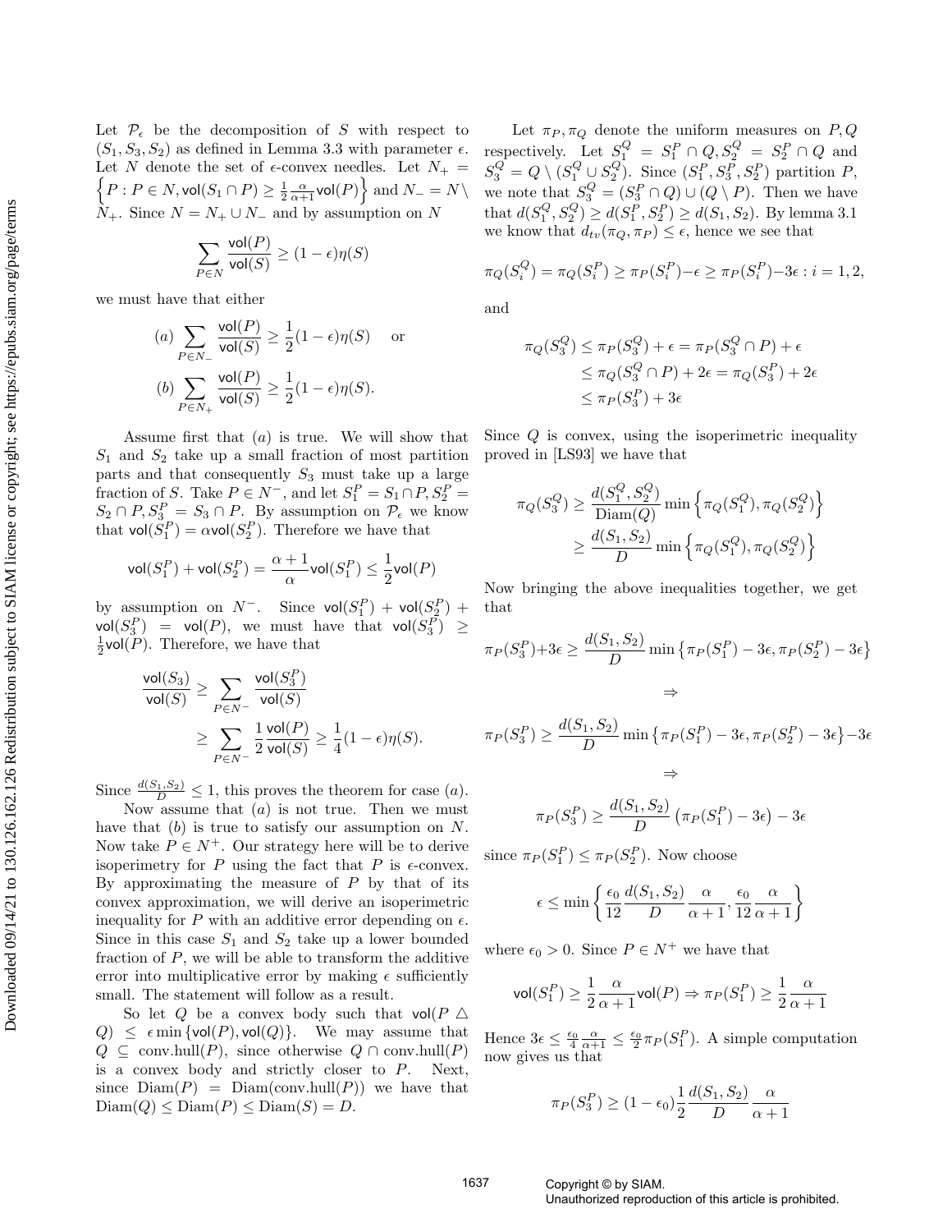Let $\mathcal{P}_\epsilon$ be the decomposition of $S$ with respect to $(S_1, S_3, S_2)$ as defined in Lemma 3.3 with parameter $\epsilon$. Let $N$ denote the set of $\epsilon$-convex needles. Let $N_+ = \left\{P : P \in N, \mathsf{vol}(S_1 \cap P) \geq \frac{1}{2}\frac{\alpha}{\alpha+1}\mathsf{vol}(P)\right\}$ and $N_- = N \setminus N_+$. Since $N = N_+ \cup N_-$ and by assumption on $N$

$$\sum_{P \in N} \frac{\mathsf{vol}(P)}{\mathsf{vol}(S)} \geq (1-\epsilon)\eta(S)$$

we must have that either

$$(a) \sum_{P \in N_-} \frac{\mathsf{vol}(P)}{\mathsf{vol}(S)} \geq \frac{1}{2}(1-\epsilon)\eta(S) \quad \text{or}$$

$$(b) \sum_{P \in N_+} \frac{\mathsf{vol}(P)}{\mathsf{vol}(S)} \geq \frac{1}{2}(1-\epsilon)\eta(S).$$

Assume first that $(a)$ is true. We will show that $S_1$ and $S_2$ take up a small fraction of most partition parts and that consequently $S_3$ must take up a large fraction of $S$. Take $P \in N^-$, and let $S_1^P = S_1 \cap P, S_2^P = S_2 \cap P, S_3^P = S_3 \cap P$. By assumption on $\mathcal{P}_\epsilon$ we know that $\mathsf{vol}(S_1^P) = \alpha \mathsf{vol}(S_2^P)$. Therefore we have that

$$\mathsf{vol}(S_1^P) + \mathsf{vol}(S_2^P) = \frac{\alpha+1}{\alpha}\mathsf{vol}(S_1^P) \leq \frac{1}{2}\mathsf{vol}(P)$$

by assumption on $N^-$. Since $\mathsf{vol}(S_1^P) + \mathsf{vol}(S_2^P) + \mathsf{vol}(S_3^P) = \mathsf{vol}(P)$, we must have that $\mathsf{vol}(S_3^P) \geq \frac{1}{2}\mathsf{vol}(P)$. Therefore, we have that

$$\begin{aligned}
\frac{\mathsf{vol}(S_3)}{\mathsf{vol}(S)} &\geq \sum_{P \in N^-} \frac{\mathsf{vol}(S_3^P)}{\mathsf{vol}(S)} \\
&\geq \sum_{P \in N^-} \frac{1}{2}\frac{\mathsf{vol}(P)}{\mathsf{vol}(S)} \geq \frac{1}{4}(1-\epsilon)\eta(S).
\end{aligned}$$

Since $\frac{d(S_1,S_2)}{D} \leq 1$, this proves the theorem for case $(a)$.

Now assume that $(a)$ is not true. Then we must have that $(b)$ is true to satisfy our assumption on $N$. Now take $P \in N^+$. Our strategy here will be to derive isoperimetry for $P$ using the fact that $P$ is $\epsilon$-convex. By approximating the measure of $P$ by that of its convex approximation, we will derive an isoperimetric inequality for $P$ with an additive error depending on $\epsilon$. Since in this case $S_1$ and $S_2$ take up a lower bounded fraction of $P$, we will be able to transform the additive error into multiplicative error by making $\epsilon$ sufficiently small. The statement will follow as a result.

So let $Q$ be a convex body such that $\mathsf{vol}(P \triangle Q) \leq \epsilon \min\{\mathsf{vol}(P), \mathsf{vol}(Q)\}$. We may assume that $Q \subseteq$ conv.hull$(P)$, since otherwise $Q \cap$ conv.hull$(P)$ is a convex body and strictly closer to $P$. Next, since $\mathrm{Diam}(P) = \mathrm{Diam}(\text{conv.hull}(P))$ we have that $\mathrm{Diam}(Q) \leq \mathrm{Diam}(P) \leq \mathrm{Diam}(S) = D$.

Let $\pi_P, \pi_Q$ denote the uniform measures on $P, Q$ respectively. Let $S_1^Q = S_1^P \cap Q, S_2^Q = S_2^P \cap Q$ and $S_3^Q = Q \setminus (S_1^Q \cup S_2^Q)$. Since $(S_1^P, S_3^P, S_2^P)$ partition $P$, we note that $S_3^Q = (S_3^P \cap Q) \cup (Q \setminus P)$. Then we have that $d(S_1^Q, S_2^Q) \geq d(S_1^P, S_2^P) \geq d(S_1, S_2)$. By lemma 3.1 we know that $d_{tv}(\pi_Q, \pi_P) \leq \epsilon$, hence we see that

$$\pi_Q(S_i^Q) = \pi_Q(S_i^P) \geq \pi_P(S_i^P) - \epsilon \geq \pi_P(S_i^P) - 3\epsilon : i = 1, 2,$$

and

$$\begin{aligned}
\pi_Q(S_3^Q) &\leq \pi_P(S_3^Q) + \epsilon = \pi_P(S_3^Q \cap P) + \epsilon \\
&\leq \pi_Q(S_3^Q \cap P) + 2\epsilon = \pi_Q(S_3^P) + 2\epsilon \\
&\leq \pi_P(S_3^P) + 3\epsilon
\end{aligned}$$

Since $Q$ is convex, using the isoperimetric inequality proved in [LS93] we have that

$$\begin{aligned}
\pi_Q(S_3^Q) &\geq \frac{d(S_1^Q, S_2^Q)}{\mathrm{Diam}(Q)} \min\left\{\pi_Q(S_1^Q), \pi_Q(S_2^Q)\right\} \\
&\geq \frac{d(S_1, S_2)}{D} \min\left\{\pi_Q(S_1^Q), \pi_Q(S_2^Q)\right\}
\end{aligned}$$

Now bringing the above inequalities together, we get that

$$\pi_P(S_3^P) + 3\epsilon \geq \frac{d(S_1,S_2)}{D} \min\left\{\pi_P(S_1^P) - 3\epsilon, \pi_P(S_2^P) - 3\epsilon\right\}$$

$$\Rightarrow$$

$$\pi_P(S_3^P) \geq \frac{d(S_1,S_2)}{D} \min\left\{\pi_P(S_1^P) - 3\epsilon, \pi_P(S_2^P) - 3\epsilon\right\} - 3\epsilon$$

$$\Rightarrow$$

$$\pi_P(S_3^P) \geq \frac{d(S_1,S_2)}{D}\left(\pi_P(S_1^P) - 3\epsilon\right) - 3\epsilon$$

since $\pi_P(S_1^P) \leq \pi_P(S_2^P)$. Now choose

$$\epsilon \leq \min\left\{\frac{\epsilon_0}{12}\frac{d(S_1,S_2)}{D}\frac{\alpha}{\alpha+1}, \frac{\epsilon_0}{12}\frac{\alpha}{\alpha+1}\right\}$$

where $\epsilon_0 > 0$. Since $P \in N^+$ we have that

$$\mathsf{vol}(S_1^P) \geq \frac{1}{2}\frac{\alpha}{\alpha+1}\mathsf{vol}(P) \Rightarrow \pi_P(S_1^P) \geq \frac{1}{2}\frac{\alpha}{\alpha+1}$$

Hence $3\epsilon \leq \frac{\epsilon_0}{4}\frac{\alpha}{\alpha+1} \leq \frac{\epsilon_0}{2}\pi_P(S_1^P)$. A simple computation now gives us that

$$\pi_P(S_3^P) \geq (1-\epsilon_0)\frac{1}{2}\frac{d(S_1,S_2)}{D}\frac{\alpha}{\alpha+1}$$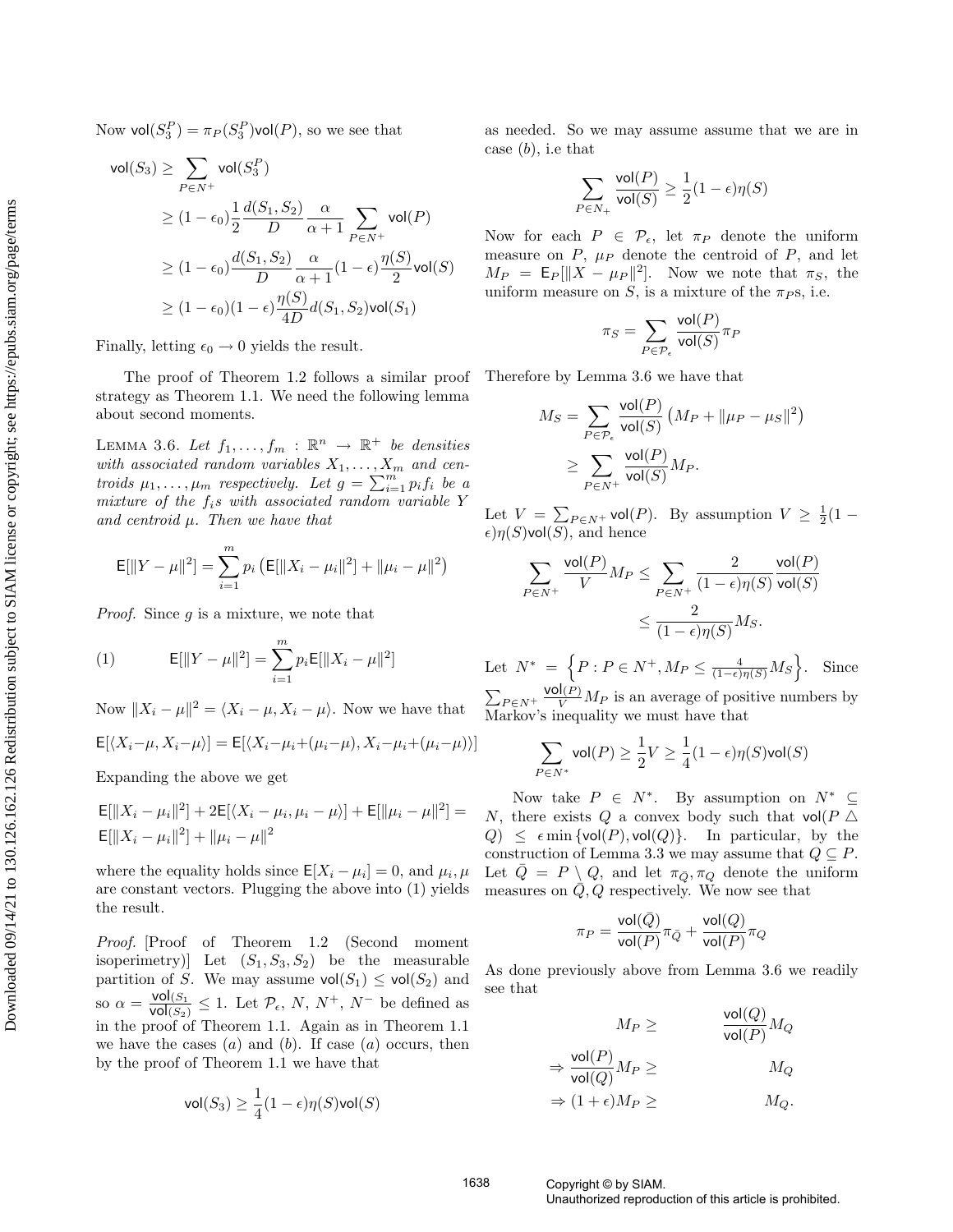Now $\mathsf{vol}(S_3^P) = \pi_P(S_3^P)\mathsf{vol}(P)$, so we see that

$$
\begin{aligned}
\mathsf{vol}(S_3) &\geq \sum_{P \in N^+} \mathsf{vol}(S_3^P) \\
&\geq (1-\epsilon_0)\frac{1}{2}\frac{d(S_1,S_2)}{D}\frac{\alpha}{\alpha+1}\sum_{P\in N^+}\mathsf{vol}(P) \\
&\geq (1-\epsilon_0)\frac{d(S_1,S_2)}{D}\frac{\alpha}{\alpha+1}(1-\epsilon)\frac{\eta(S)}{2}\mathsf{vol}(S) \\
&\geq (1-\epsilon_0)(1-\epsilon)\frac{\eta(S)}{4D}d(S_1,S_2)\mathsf{vol}(S_1)
\end{aligned}
$$

Finally, letting $\epsilon_0 \to 0$ yields the result.

The proof of Theorem 1.2 follows a similar proof strategy as Theorem 1.1. We need the following lemma about second moments.

Lemma 3.6. *Let $f_1, \ldots, f_m : \mathbb{R}^n \to \mathbb{R}^+$ be densities with associated random variables $X_1, \ldots, X_m$ and centroids $\mu_1, \ldots, \mu_m$ respectively. Let $g = \sum_{i=1}^m p_i f_i$ be a mixture of the $f_i$s with associated random variable $Y$ and centroid $\mu$. Then we have that*

$$\mathsf{E}[\|Y-\mu\|^2] = \sum_{i=1}^m p_i\left(\mathsf{E}[\|X_i-\mu_i\|^2] + \|\mu_i - \mu\|^2\right)$$

*Proof.* Since $g$ is a mixture, we note that

$$\mathsf{E}[\|Y-\mu\|^2] = \sum_{i=1}^m p_i \mathsf{E}[\|X_i - \mu\|^2] \tag{1}$$

Now $\|X_i - \mu\|^2 = \langle X_i - \mu, X_i - \mu\rangle$. Now we have that

$$\mathsf{E}[\langle X_i - \mu, X_i - \mu\rangle] = \mathsf{E}[\langle X_i - \mu_i + (\mu_i - \mu), X_i - \mu_i + (\mu_i - \mu)\rangle]$$

Expanding the above we get

$$\mathsf{E}[\|X_i - \mu_i\|^2] + 2\mathsf{E}[\langle X_i - \mu_i, \mu_i - \mu\rangle] + \mathsf{E}[\|\mu_i - \mu\|^2] = \mathsf{E}[\|X_i - \mu_i\|^2] + \|\mu_i - \mu\|^2$$

where the equality holds since $\mathsf{E}[X_i - \mu_i] = 0$, and $\mu_i, \mu$ are constant vectors. Plugging the above into (1) yields the result.

*Proof.* [Proof of Theorem 1.2 (Second moment isoperimetry)] Let $(S_1, S_3, S_2)$ be the measurable partition of $S$. We may assume $\mathsf{vol}(S_1) \leq \mathsf{vol}(S_2)$ and so $\alpha = \frac{\mathsf{vol}(S_1}{\mathsf{vol}(S_2)} \leq 1$. Let $\mathcal{P}_\epsilon$, $N$, $N^+$, $N^-$ be defined as in the proof of Theorem 1.1. Again as in Theorem 1.1 we have the cases $(a)$ and $(b)$. If case $(a)$ occurs, then by the proof of Theorem 1.1 we have that

$$\mathsf{vol}(S_3) \geq \frac{1}{4}(1-\epsilon)\eta(S)\mathsf{vol}(S)$$

as needed. So we may assume assume that we are in case $(b)$, i.e that

$$\sum_{P\in N_+}\frac{\mathsf{vol}(P)}{\mathsf{vol}(S)} \geq \frac{1}{2}(1-\epsilon)\eta(S)$$

Now for each $P \in \mathcal{P}_\epsilon$, let $\pi_P$ denote the uniform measure on $P$, $\mu_P$ denote the centroid of $P$, and let $M_P = \mathsf{E}_P[\|X - \mu_P\|^2]$. Now we note that $\pi_S$, the uniform measure on $S$, is a mixture of the $\pi_P$s, i.e.

$$\pi_S = \sum_{P\in\mathcal{P}_\epsilon}\frac{\mathsf{vol}(P)}{\mathsf{vol}(S)}\pi_P$$

Therefore by Lemma 3.6 we have that

$$
\begin{aligned}
M_S &= \sum_{P\in\mathcal{P}_\epsilon}\frac{\mathsf{vol}(P)}{\mathsf{vol}(S)}\left(M_P + \|\mu_P - \mu_S\|^2\right) \\
&\geq \sum_{P\in N^+}\frac{\mathsf{vol}(P)}{\mathsf{vol}(S)}M_P.
\end{aligned}
$$

Let $V = \sum_{P\in N^+}\mathsf{vol}(P)$. By assumption $V \geq \frac{1}{2}(1-\epsilon)\eta(S)\mathsf{vol}(S)$, and hence

$$
\begin{aligned}
\sum_{P\in N^+}\frac{\mathsf{vol}(P)}{V}M_P &\leq \sum_{P\in N^+}\frac{2}{(1-\epsilon)\eta(S)}\frac{\mathsf{vol}(P)}{\mathsf{vol}(S)} \\
&\leq \frac{2}{(1-\epsilon)\eta(S)}M_S.
\end{aligned}
$$

Let $N^* = \left\{P : P \in N^+, M_P \leq \frac{4}{(1-\epsilon)\eta(S)}M_S\right\}$. Since $\sum_{P\in N^+}\frac{\mathsf{vol}(P)}{V}M_P$ is an average of positive numbers by Markov's inequality we must have that

$$\sum_{P\in N^*}\mathsf{vol}(P) \geq \frac{1}{2}V \geq \frac{1}{4}(1-\epsilon)\eta(S)\mathsf{vol}(S)$$

Now take $P \in N^*$. By assumption on $N^* \subseteq N$, there exists $Q$ a convex body such that $\mathsf{vol}(P \triangle Q) \leq \epsilon \min\{\mathsf{vol}(P), \mathsf{vol}(Q)\}$. In particular, by the construction of Lemma 3.3 we may assume that $Q \subseteq P$. Let $\bar{Q} = P \setminus Q$, and let $\pi_{\bar{Q}}, \pi_Q$ denote the uniform measures on $\bar{Q}, Q$ respectively. We now see that

$$\pi_P = \frac{\mathsf{vol}(\bar{Q})}{\mathsf{vol}(P)}\pi_{\bar{Q}} + \frac{\mathsf{vol}(Q)}{\mathsf{vol}(P)}\pi_Q$$

As done previously above from Lemma 3.6 we readily see that

$$
\begin{aligned}
M_P &\geq \frac{\mathsf{vol}(Q)}{\mathsf{vol}(P)}M_Q \\
\Rightarrow \frac{\mathsf{vol}(P)}{\mathsf{vol}(Q)}M_P &\geq M_Q \\
\Rightarrow (1+\epsilon)M_P &\geq M_Q.
\end{aligned}
$$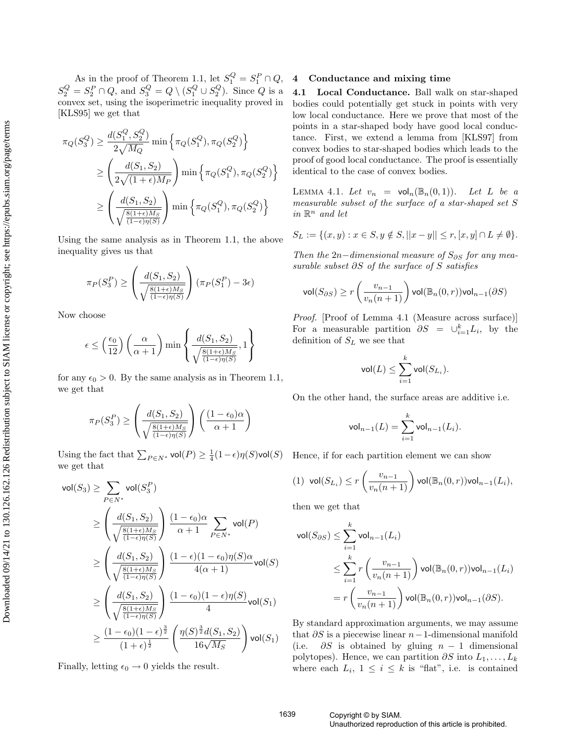As in the proof of Theorem 1.1, let $S_1^Q = S_1^P \cap Q$, $S_2^Q = S_2^P \cap Q$, and $S_3^Q = Q \setminus (S_1^Q \cup S_2^Q)$. Since $Q$ is a convex set, using the isoperimetric inequality proved in [KLS95] we get that

$$
\begin{aligned}
\pi_Q(S_3^Q) &\geq \frac{d(S_1^Q, S_2^Q)}{2\sqrt{M_Q}} \min\left\{\pi_Q(S_1^Q), \pi_Q(S_2^Q)\right\} \\
&\geq \left(\frac{d(S_1, S_2)}{2\sqrt{(1+\epsilon)M_P}}\right) \min\left\{\pi_Q(S_1^Q), \pi_Q(S_2^Q)\right\} \\
&\geq \left(\frac{d(S_1, S_2)}{\sqrt{\frac{8(1+\epsilon)M_S}{(1-\epsilon)\eta(S)}}}\right) \min\left\{\pi_Q(S_1^Q), \pi_Q(S_2^Q)\right\}
\end{aligned}
$$

Using the same analysis as in Theorem 1.1, the above inequality gives us that

$$
\pi_P(S_3^P) \geq \left(\frac{d(S_1, S_2)}{\sqrt{\frac{8(1+\epsilon)M_S}{(1-\epsilon)\eta(S)}}}\right) (\pi_P(S_1^P) - 3\epsilon)
$$

Now choose

$$
\epsilon \leq \left(\frac{\epsilon_0}{12}\right)\left(\frac{\alpha}{\alpha+1}\right) \min\left\{\frac{d(S_1, S_2)}{\sqrt{\frac{8(1+\epsilon)M_S}{(1-\epsilon)\eta(S)}}}, 1\right\}
$$

for any $\epsilon_0 > 0$. By the same analysis as in Theorem 1.1, we get that

$$
\pi_P(S_3^P) \geq \left(\frac{d(S_1, S_2)}{\sqrt{\frac{8(1+\epsilon)M_S}{(1-\epsilon)\eta(S)}}}\right)\left(\frac{(1-\epsilon_0)\alpha}{\alpha+1}\right)
$$

Using the fact that $\sum_{P \in N^*} \mathsf{vol}(P) \geq \frac{1}{4}(1-\epsilon)\eta(S)\mathsf{vol}(S)$ we get that

$$
\begin{aligned}
\mathsf{vol}(S_3) &\geq \sum_{P \in N^*} \mathsf{vol}(S_3^P) \\
&\geq \left(\frac{d(S_1, S_2)}{\sqrt{\frac{8(1+\epsilon)M_S}{(1-\epsilon)\eta(S)}}}\right) \frac{(1-\epsilon_0)\alpha}{\alpha+1} \sum_{P \in N^*} \mathsf{vol}(P) \\
&\geq \left(\frac{d(S_1, S_2)}{\sqrt{\frac{8(1+\epsilon)M_S}{(1-\epsilon)\eta(S)}}}\right) \frac{(1-\epsilon)(1-\epsilon_0)\eta(S)\alpha}{4(\alpha+1)} \mathsf{vol}(S) \\
&\geq \left(\frac{d(S_1, S_2)}{\sqrt{\frac{8(1+\epsilon)M_S}{(1-\epsilon)\eta(S)}}}\right) \frac{(1-\epsilon_0)(1-\epsilon)\eta(S)}{4} \mathsf{vol}(S_1) \\
&\geq \frac{(1-\epsilon_0)(1-\epsilon)^{\frac{3}{2}}}{(1+\epsilon)^{\frac{1}{2}}} \left(\frac{\eta(S)^{\frac{3}{2}} d(S_1, S_2)}{16\sqrt{M_S}}\right) \mathsf{vol}(S_1)
\end{aligned}
$$

Finally, letting $\epsilon_0 \to 0$ yields the result.

## 4 Conductance and mixing time

### 4.1 Local Conductance.

Ball walk on star-shaped bodies could potentially get stuck in points with very low local conductance. Here we prove that most of the points in a star-shaped body have good local conductance. First, we extend a lemma from [KLS97] from convex bodies to star-shaped bodies which leads to the proof of good local conductance. The proof is essentially identical to the case of convex bodies.

LEMMA 4.1. *Let $v_n = \mathsf{vol}_n(\mathbb{B}_n(0,1))$. Let $L$ be a measurable subset of the surface of a star-shaped set $S$ in $\mathbb{R}^n$ and let*

$$
S_L := \{(x, y) : x \in S, y \notin S, ||x - y|| \leq r, [x, y] \cap L \neq \emptyset\}.
$$

*Then the $2n-$dimensional measure of $S_{\partial S}$ for any measurable subset $\partial S$ of the surface of $S$ satisfies*

$$
\mathsf{vol}(S_{\partial S}) \geq r\left(\frac{v_{n-1}}{v_n(n+1)}\right)\mathsf{vol}(\mathbb{B}_n(0, r))\mathsf{vol}_{n-1}(\partial S)
$$

*Proof.* [Proof of Lemma 4.1 (Measure across surface)] For a measurable partition $\partial S = \cup_{i=1}^k L_i$, by the definition of $S_L$ we see that

$$
\mathsf{vol}(L) \leq \sum_{i=1}^k \mathsf{vol}(S_{L_i}).
$$

On the other hand, the surface areas are additive i.e.

$$
\mathsf{vol}_{n-1}(L) = \sum_{i=1}^k \mathsf{vol}_{n-1}(L_i).
$$

Hence, if for each partition element we can show

$$
(1) \quad \mathsf{vol}(S_{L_i}) \leq r\left(\frac{v_{n-1}}{v_n(n+1)}\right)\mathsf{vol}(\mathbb{B}_n(0, r))\mathsf{vol}_{n-1}(L_i),
$$

then we get that

$$
\begin{aligned}
\mathsf{vol}(S_{\partial S}) &\leq \sum_{i=1}^k \mathsf{vol}_{n-1}(L_i) \\
&\leq \sum_{i=1}^k r\left(\frac{v_{n-1}}{v_n(n+1)}\right)\mathsf{vol}(\mathbb{B}_n(0, r))\mathsf{vol}_{n-1}(L_i) \\
&= r\left(\frac{v_{n-1}}{v_n(n+1)}\right)\mathsf{vol}(\mathbb{B}_n(0, r))\mathsf{vol}_{n-1}(\partial S).
\end{aligned}
$$

By standard approximation arguments, we may assume that $\partial S$ is a piecewise linear $n-1$-dimensional manifold (i.e. $\partial S$ is obtained by gluing $n-1$ dimensional polytopes). Hence, we can partition $\partial S$ into $L_1, \ldots, L_k$ where each $L_i$, $1 \leq i \leq k$ is "flat", i.e. is contained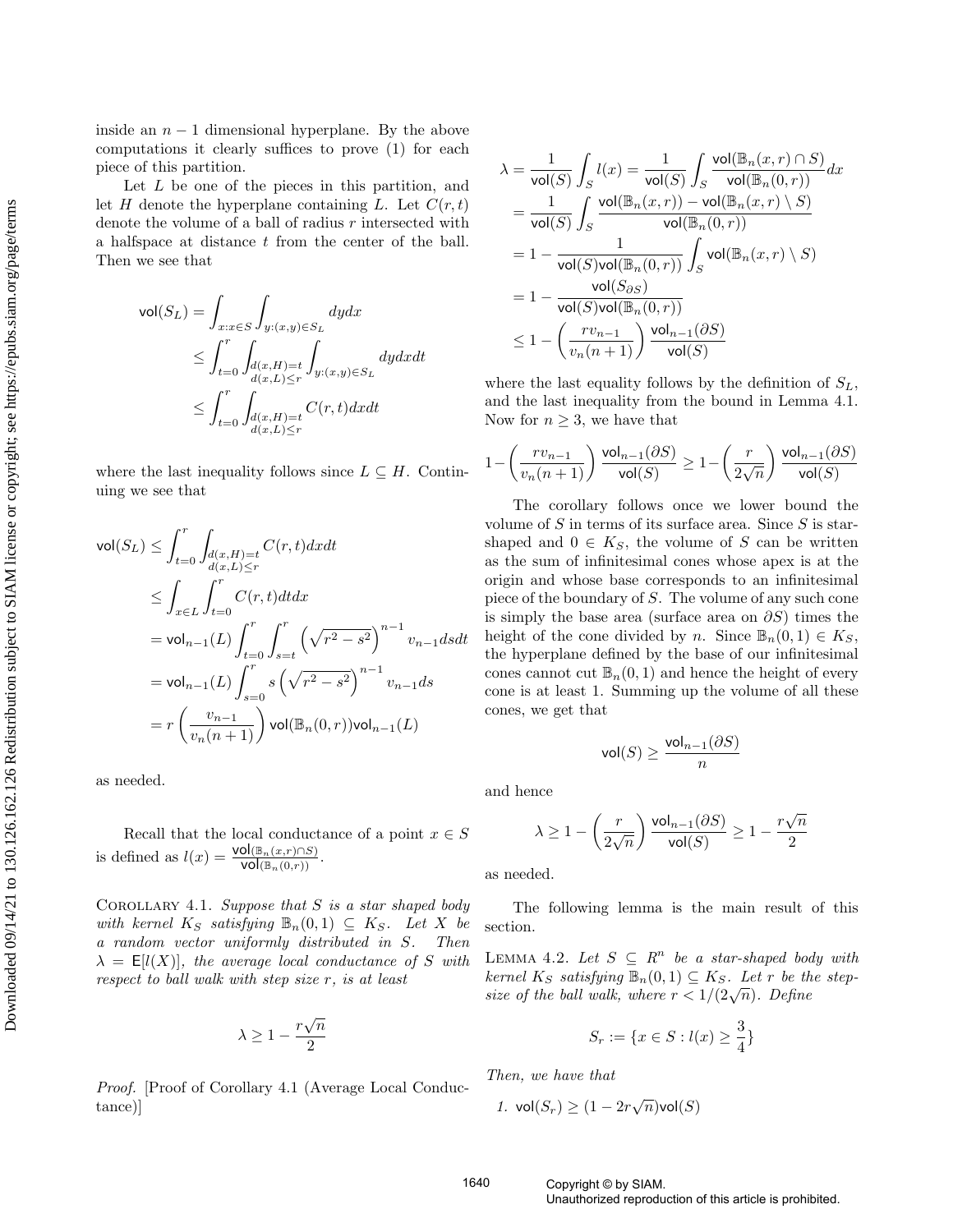inside an $n-1$ dimensional hyperplane. By the above computations it clearly suffices to prove (1) for each piece of this partition.

Let $L$ be one of the pieces in this partition, and let $H$ denote the hyperplane containing $L$. Let $C(r,t)$ denote the volume of a ball of radius $r$ intersected with a halfspace at distance $t$ from the center of the ball. Then we see that

$$
\begin{aligned}
\mathsf{vol}(S_L) &= \int_{x:x\in S}\int_{y:(x,y)\in S_L} dydx \\
&\le \int_{t=0}^{r}\int_{\substack{d(x,H)=t\\ d(x,L)\le r}}\int_{y:(x,y)\in S_L} dydxdt \\
&\le \int_{t=0}^{r}\int_{\substack{d(x,H)=t\\ d(x,L)\le r}} C(r,t)dxdt
\end{aligned}
$$

where the last inequality follows since $L \subseteq H$. Continuing we see that

$$
\begin{aligned}
\mathsf{vol}(S_L) &\le \int_{t=0}^{r}\int_{\substack{d(x,H)=t\\ d(x,L)\le r}} C(r,t)dxdt \\
&\le \int_{x\in L}\int_{t=0}^{r} C(r,t)dtdx \\
&= \mathsf{vol}_{n-1}(L)\int_{t=0}^{r}\int_{s=t}^{r}\left(\sqrt{r^2-s^2}\right)^{n-1} v_{n-1}dsdt \\
&= \mathsf{vol}_{n-1}(L)\int_{s=0}^{r} s\left(\sqrt{r^2-s^2}\right)^{n-1} v_{n-1}ds \\
&= r\left(\frac{v_{n-1}}{v_n(n+1)}\right)\mathsf{vol}(\mathbb{B}_n(0,r))\mathsf{vol}_{n-1}(L)
\end{aligned}
$$

as needed.

Recall that the local conductance of a point $x \in S$ is defined as $l(x) = \frac{\mathsf{vol}(\mathbb{B}_n(x,r)\cap S)}{\mathsf{vol}(\mathbb{B}_n(0,r))}$.

Corollary 4.1. *Suppose that $S$ is a star shaped body with kernel $K_S$ satisfying $\mathbb{B}_n(0,1) \subseteq K_S$. Let $X$ be a random vector uniformly distributed in $S$. Then $\lambda = \mathsf{E}[l(X)]$, the average local conductance of $S$ with respect to ball walk with step size $r$, is at least*

$$\lambda \ge 1 - \frac{r\sqrt{n}}{2}$$

*Proof.* [Proof of Corollary 4.1 (Average Local Conductance)]

$$
\begin{aligned}
\lambda &= \frac{1}{\mathsf{vol}(S)}\int_S l(x) = \frac{1}{\mathsf{vol}(S)}\int_S \frac{\mathsf{vol}(\mathbb{B}_n(x,r)\cap S)}{\mathsf{vol}(\mathbb{B}_n(0,r))}dx \\
&= \frac{1}{\mathsf{vol}(S)}\int_S \frac{\mathsf{vol}(\mathbb{B}_n(x,r)) - \mathsf{vol}(\mathbb{B}_n(x,r)\setminus S)}{\mathsf{vol}(\mathbb{B}_n(0,r))} \\
&= 1 - \frac{1}{\mathsf{vol}(S)\mathsf{vol}(\mathbb{B}_n(0,r))}\int_S \mathsf{vol}(\mathbb{B}_n(x,r)\setminus S) \\
&= 1 - \frac{\mathsf{vol}(S_{\partial S})}{\mathsf{vol}(S)\mathsf{vol}(\mathbb{B}_n(0,r))} \\
&\le 1 - \left(\frac{rv_{n-1}}{v_n(n+1)}\right)\frac{\mathsf{vol}_{n-1}(\partial S)}{\mathsf{vol}(S)}
\end{aligned}
$$

where the last equality follows by the definition of $S_L$, and the last inequality from the bound in Lemma 4.1. Now for $n \ge 3$, we have that

$$1 - \left(\frac{rv_{n-1}}{v_n(n+1)}\right)\frac{\mathsf{vol}_{n-1}(\partial S)}{\mathsf{vol}(S)} \ge 1 - \left(\frac{r}{2\sqrt{n}}\right)\frac{\mathsf{vol}_{n-1}(\partial S)}{\mathsf{vol}(S)}$$

The corollary follows once we lower bound the volume of $S$ in terms of its surface area. Since $S$ is star-shaped and $0 \in K_S$, the volume of $S$ can be written as the sum of infinitesimal cones whose apex is at the origin and whose base corresponds to an infinitesimal piece of the boundary of $S$. The volume of any such cone is simply the base area (surface area on $\partial S$) times the height of the cone divided by $n$. Since $\mathbb{B}_n(0,1) \in K_S$, the hyperplane defined by the base of our infinitesimal cones cannot cut $\mathbb{B}_n(0,1)$ and hence the height of every cone is at least 1. Summing up the volume of all these cones, we get that

$$\mathsf{vol}(S) \ge \frac{\mathsf{vol}_{n-1}(\partial S)}{n}$$

and hence

$$\lambda \ge 1 - \left(\frac{r}{2\sqrt{n}}\right)\frac{\mathsf{vol}_{n-1}(\partial S)}{\mathsf{vol}(S)} \ge 1 - \frac{r\sqrt{n}}{2}$$

as needed.

The following lemma is the main result of this section.

Lemma 4.2. *Let $S \subseteq R^n$ be a star-shaped body with kernel $K_S$ satisfying $\mathbb{B}_n(0,1) \subseteq K_S$. Let $r$ be the step-size of the ball walk, where $r < 1/(2\sqrt{n})$. Define*

$$S_r := \{x \in S : l(x) \ge \frac{3}{4}\}$$

*Then, we have that*

1. $\mathsf{vol}(S_r) \ge (1 - 2r\sqrt{n})\mathsf{vol}(S)$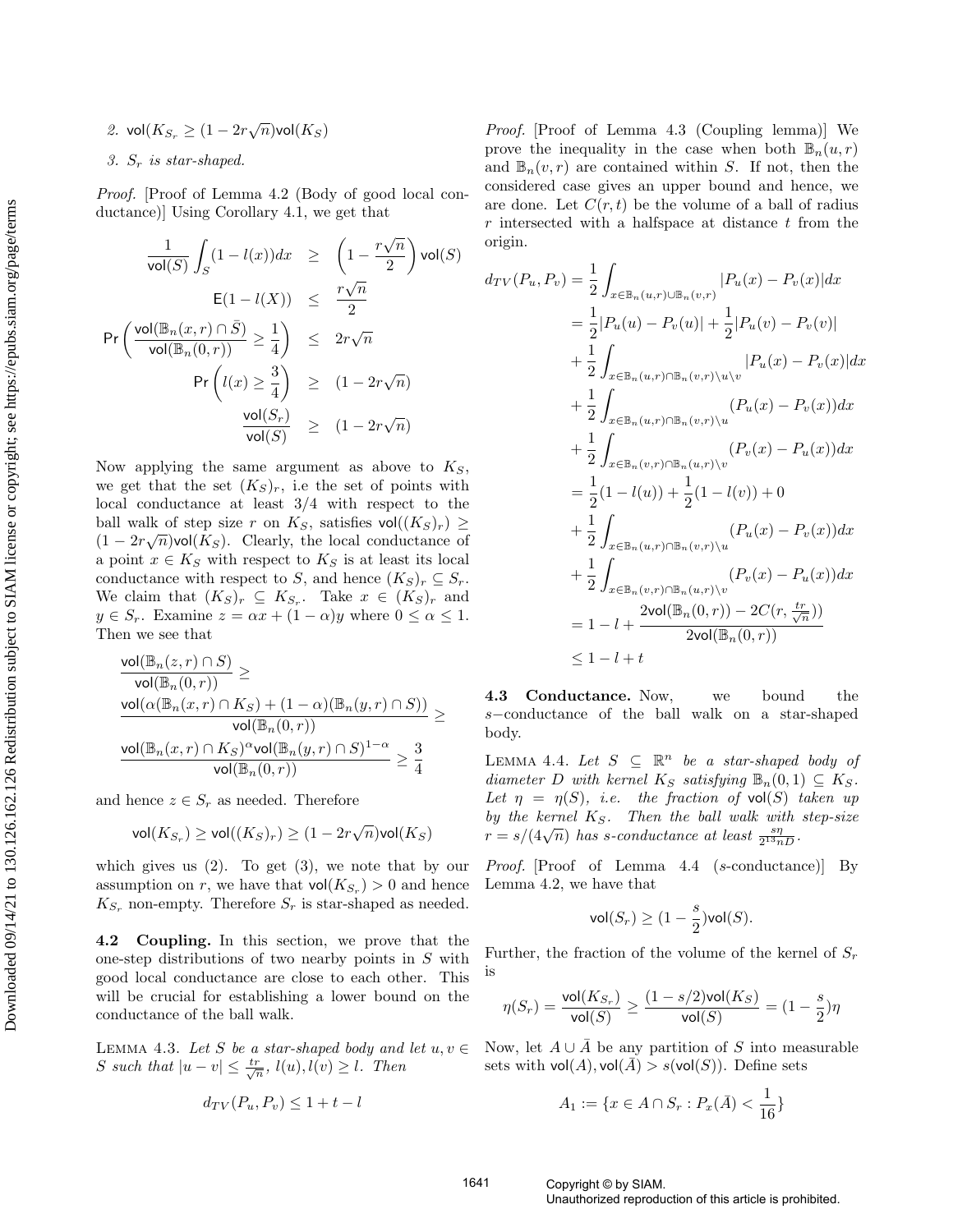2. $\mathsf{vol}(K_{S_r} \geq (1 - 2r\sqrt{n})\mathsf{vol}(K_S)$

3. $S_r$ *is star-shaped.*

*Proof.* [Proof of Lemma 4.2 (Body of good local conductance)] Using Corollary 4.1, we get that

$$\begin{aligned}
\frac{1}{\mathsf{vol}(S)}\int_S (1 - l(x))dx &\geq \left(1 - \frac{r\sqrt{n}}{2}\right)\mathsf{vol}(S) \\
\mathsf{E}(1 - l(X)) &\leq \frac{r\sqrt{n}}{2} \\
\Pr\left(\frac{\mathsf{vol}(\mathbb{B}_n(x,r) \cap \bar{S})}{\mathsf{vol}(\mathbb{B}_n(0,r))} \geq \frac{1}{4}\right) &\leq 2r\sqrt{n} \\
\Pr\left(l(x) \geq \frac{3}{4}\right) &\geq (1 - 2r\sqrt{n}) \\
\frac{\mathsf{vol}(S_r)}{\mathsf{vol}(S)} &\geq (1 - 2r\sqrt{n})
\end{aligned}$$

Now applying the same argument as above to $K_S$, we get that the set $(K_S)_r$, i.e the set of points with local conductance at least $3/4$ with respect to the ball walk of step size $r$ on $K_S$, satisfies $\mathsf{vol}((K_S)_r) \geq (1 - 2r\sqrt{n})\mathsf{vol}(K_S)$. Clearly, the local conductance of a point $x \in K_S$ with respect to $K_S$ is at least its local conductance with respect to $S$, and hence $(K_S)_r \subseteq S_r$. We claim that $(K_S)_r \subseteq K_{S_r}$. Take $x \in (K_S)_r$ and $y \in S_r$. Examine $z = \alpha x + (1-\alpha)y$ where $0 \leq \alpha \leq 1$. Then we see that

$$\begin{aligned}
&\frac{\mathsf{vol}(\mathbb{B}_n(z,r) \cap S)}{\mathsf{vol}(\mathbb{B}_n(0,r))} \geq \\
&\frac{\mathsf{vol}(\alpha(\mathbb{B}_n(x,r) \cap K_S) + (1-\alpha)(\mathbb{B}_n(y,r) \cap S))}{\mathsf{vol}(\mathbb{B}_n(0,r))} \geq \\
&\frac{\mathsf{vol}(\mathbb{B}_n(x,r) \cap K_S)^{\alpha}\mathsf{vol}(\mathbb{B}_n(y,r) \cap S)^{1-\alpha}}{\mathsf{vol}(\mathbb{B}_n(0,r))} \geq \frac{3}{4}
\end{aligned}$$

and hence $z \in S_r$ as needed. Therefore

$$\mathsf{vol}(K_{S_r}) \geq \mathsf{vol}((K_S)_r) \geq (1 - 2r\sqrt{n})\mathsf{vol}(K_S)$$

which gives us (2). To get (3), we note that by our assumption on $r$, we have that $\mathsf{vol}(K_{S_r}) > 0$ and hence $K_{S_r}$ non-empty. Therefore $S_r$ is star-shaped as needed.

### 4.2 Coupling.

In this section, we prove that the one-step distributions of two nearby points in $S$ with good local conductance are close to each other. This will be crucial for establishing a lower bound on the conductance of the ball walk.

LEMMA 4.3. *Let $S$ be a star-shaped body and let $u, v \in S$ such that $|u - v| \leq \frac{tr}{\sqrt{n}}$, $l(u), l(v) \geq l$. Then*

$$d_{TV}(P_u, P_v) \leq 1 + t - l$$

*Proof.* [Proof of Lemma 4.3 (Coupling lemma)] We prove the inequality in the case when both $\mathbb{B}_n(u,r)$ and $\mathbb{B}_n(v,r)$ are contained within $S$. If not, then the considered case gives an upper bound and hence, we are done. Let $C(r,t)$ be the volume of a ball of radius $r$ intersected with a halfspace at distance $t$ from the origin.

$$\begin{aligned}
d_{TV}(P_u, P_v) &= \frac{1}{2}\int_{x \in \mathbb{B}_n(u,r) \cup \mathbb{B}_n(v,r)} |P_u(x) - P_v(x)|dx \\
&= \frac{1}{2}|P_u(u) - P_v(u)| + \frac{1}{2}|P_u(v) - P_v(v)| \\
&+ \frac{1}{2}\int_{x \in \mathbb{B}_n(u,r) \cap \mathbb{B}_n(v,r) \setminus u \setminus v} |P_u(x) - P_v(x)|dx \\
&+ \frac{1}{2}\int_{x \in \mathbb{B}_n(u,r) \cap \mathbb{B}_n(v,r) \setminus u} (P_u(x) - P_v(x))dx \\
&+ \frac{1}{2}\int_{x \in \mathbb{B}_n(v,r) \cap \mathbb{B}_n(u,r) \setminus v} (P_v(x) - P_u(x))dx \\
&= \frac{1}{2}(1 - l(u)) + \frac{1}{2}(1 - l(v)) + 0 \\
&+ \frac{1}{2}\int_{x \in \mathbb{B}_n(u,r) \cap \mathbb{B}_n(v,r) \setminus u} (P_u(x) - P_v(x))dx \\
&+ \frac{1}{2}\int_{x \in \mathbb{B}_n(v,r) \cap \mathbb{B}_n(u,r) \setminus v} (P_v(x) - P_u(x))dx \\
&= 1 - l + \frac{2\mathsf{vol}(\mathbb{B}_n(0,r)) - 2C(r, \frac{tr}{\sqrt{n}}))}{2\mathsf{vol}(\mathbb{B}_n(0,r))} \\
&\leq 1 - l + t
\end{aligned}$$

### 4.3 Conductance.

Now, we bound the $s-$conductance of the ball walk on a star-shaped body.

LEMMA 4.4. *Let $S \subseteq \mathbb{R}^n$ be a star-shaped body of diameter $D$ with kernel $K_S$ satisfying $\mathbb{B}_n(0,1) \subseteq K_S$. Let $\eta = \eta(S)$, i.e. the fraction of $\mathsf{vol}(S)$ taken up by the kernel $K_S$. Then the ball walk with step-size $r = s/(4\sqrt{n})$ has $s$-conductance at least $\frac{s\eta}{2^{13}nD}$.*

*Proof.* [Proof of Lemma 4.4 ($s$-conductance)] By Lemma 4.2, we have that

$$\mathsf{vol}(S_r) \geq (1 - \frac{s}{2})\mathsf{vol}(S).$$

Further, the fraction of the volume of the kernel of $S_r$ is

$$\eta(S_r) = \frac{\mathsf{vol}(K_{S_r})}{\mathsf{vol}(S)} \geq \frac{(1 - s/2)\mathsf{vol}(K_S)}{\mathsf{vol}(S)} = (1 - \frac{s}{2})\eta$$

Now, let $A \cup \bar{A}$ be any partition of $S$ into measurable sets with $\mathsf{vol}(A), \mathsf{vol}(\bar{A}) > s(\mathsf{vol}(S))$. Define sets

$$A_1 := \{x \in A \cap S_r : P_x(\bar{A}) < \frac{1}{16}\}$$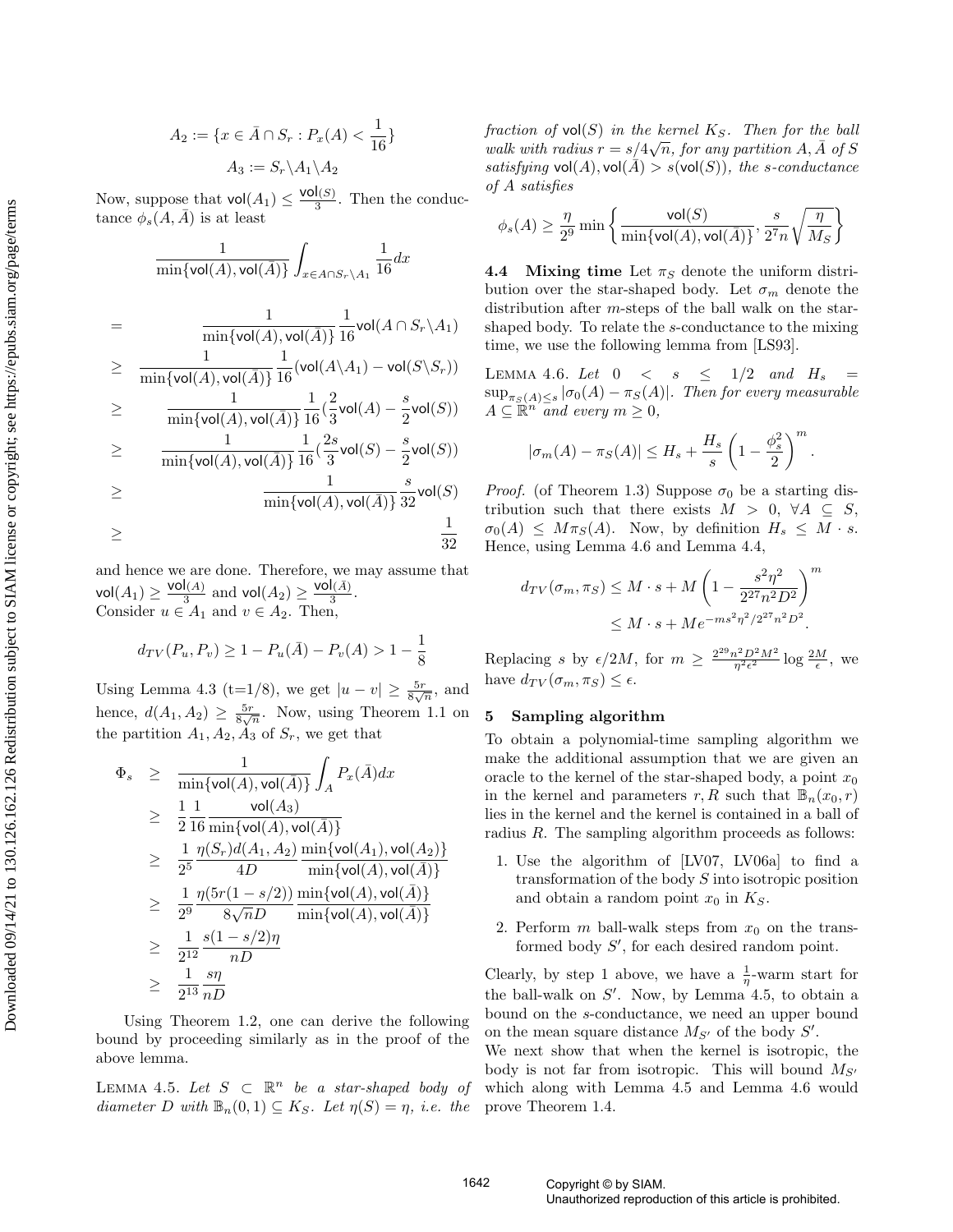$$A_2 := \{x \in \bar{A} \cap S_r : P_x(A) < \frac{1}{16}\}$$

$$A_3 := S_r \backslash A_1 \backslash A_2$$

Now, suppose that $\mathsf{vol}(A_1) \leq \frac{\mathsf{vol}(S)}{3}$. Then the conductance $\phi_s(A, \bar{A})$ is at least

$$\frac{1}{\min\{\mathsf{vol}(A), \mathsf{vol}(\bar{A})\}} \int_{x \in A \cap S_r \backslash A_1} \frac{1}{16} dx$$

$$\begin{aligned}
&= \frac{1}{\min\{\mathsf{vol}(A), \mathsf{vol}(\bar{A})\}} \frac{1}{16} \mathsf{vol}(A \cap S_r \backslash A_1) \\
&\geq \frac{1}{\min\{\mathsf{vol}(A), \mathsf{vol}(\bar{A})\}} \frac{1}{16} (\mathsf{vol}(A \backslash A_1) - \mathsf{vol}(S \backslash S_r)) \\
&\geq \frac{1}{\min\{\mathsf{vol}(A), \mathsf{vol}(\bar{A})\}} \frac{1}{16} (\frac{2}{3} \mathsf{vol}(A) - \frac{s}{2} \mathsf{vol}(S)) \\
&\geq \frac{1}{\min\{\mathsf{vol}(A), \mathsf{vol}(\bar{A})\}} \frac{1}{16} (\frac{2s}{3} \mathsf{vol}(S) - \frac{s}{2} \mathsf{vol}(S)) \\
&\geq \frac{1}{\min\{\mathsf{vol}(A), \mathsf{vol}(\bar{A})\}} \frac{s}{32} \mathsf{vol}(S) \\
&\geq \frac{1}{32}
\end{aligned}$$

and hence we are done. Therefore, we may assume that $\mathsf{vol}(A_1) \geq \frac{\mathsf{vol}(A)}{3}$ and $\mathsf{vol}(A_2) \geq \frac{\mathsf{vol}(\bar{A})}{3}$.
Consider $u \in A_1$ and $v \in A_2$. Then,

$$d_{TV}(P_u, P_v) \geq 1 - P_u(\bar{A}) - P_v(A) > 1 - \frac{1}{8}$$

Using Lemma 4.3 (t=1/8), we get $|u - v| \geq \frac{5r}{8\sqrt{n}}$, and hence, $d(A_1, A_2) \geq \frac{5r}{8\sqrt{n}}$. Now, using Theorem 1.1 on the partition $A_1, A_2, A_3$ of $S_r$, we get that

$$\begin{aligned}
\Phi_s &\geq \frac{1}{\min\{\mathsf{vol}(A), \mathsf{vol}(\bar{A})\}} \int_A P_x(\bar{A}) dx \\
&\geq \frac{1}{2} \frac{1}{16} \frac{\mathsf{vol}(A_3)}{\min\{\mathsf{vol}(A), \mathsf{vol}(\bar{A})\}} \\
&\geq \frac{1}{2^5} \frac{\eta(S_r) d(A_1, A_2)}{4D} \frac{\min\{\mathsf{vol}(A_1), \mathsf{vol}(A_2)\}}{\min\{\mathsf{vol}(A), \mathsf{vol}(\bar{A})\}} \\
&\geq \frac{1}{2^9} \frac{\eta(5r(1 - s/2))}{8\sqrt{n} D} \frac{\min\{\mathsf{vol}(A), \mathsf{vol}(\bar{A})\}}{\min\{\mathsf{vol}(A), \mathsf{vol}(\bar{A})\}} \\
&\geq \frac{1}{2^{12}} \frac{s(1 - s/2)\eta}{nD} \\
&\geq \frac{1}{2^{13}} \frac{s\eta}{nD}
\end{aligned}$$

Using Theorem 1.2, one can derive the following bound by proceeding similarly as in the proof of the above lemma.

**Lemma 4.5.** *Let $S \subset \mathbb{R}^n$ be a star-shaped body of diameter $D$ with $\mathbb{B}_n(0, 1) \subseteq K_S$. Let $\eta(S) = \eta$, i.e. the fraction of $\mathsf{vol}(S)$ in the kernel $K_S$. Then for the ball walk with radius $r = s/4\sqrt{n}$, for any partition $A, \bar{A}$ of $S$ satisfying $\mathsf{vol}(A), \mathsf{vol}(\bar{A}) > s(\mathsf{vol}(S))$, the s-conductance of $A$ satisfies*

$$\phi_s(A) \geq \frac{\eta}{2^9} \min\left\{\frac{\mathsf{vol}(S)}{\min\{\mathsf{vol}(A), \mathsf{vol}(\bar{A})\}}, \frac{s}{2^7 n} \sqrt{\frac{\eta}{M_S}}\right\}$$

### 4.4 Mixing time

Let $\pi_S$ denote the uniform distribution over the star-shaped body. Let $\sigma_m$ denote the distribution after $m$-steps of the ball walk on the star-shaped body. To relate the $s$-conductance to the mixing time, we use the following lemma from [LS93].

**Lemma 4.6.** *Let $0 < s \leq 1/2$ and $H_s = \sup_{\pi_S(A) \leq s} |\sigma_0(A) - \pi_S(A)|$. Then for every measurable $A \subseteq \mathbb{R}^n$ and every $m \geq 0$,*

$$|\sigma_m(A) - \pi_S(A)| \leq H_s + \frac{H_s}{s}\left(1 - \frac{\phi_s^2}{2}\right)^m.$$

*Proof.* (of Theorem 1.3) Suppose $\sigma_0$ be a starting distribution such that there exists $M > 0$, $\forall A \subseteq S$, $\sigma_0(A) \leq M\pi_S(A)$. Now, by definition $H_s \leq M \cdot s$. Hence, using Lemma 4.6 and Lemma 4.4,

$$\begin{aligned}
d_{TV}(\sigma_m, \pi_S) &\leq M \cdot s + M\left(1 - \frac{s^2\eta^2}{2^{27}n^2D^2}\right)^m \\
&\leq M \cdot s + Me^{-ms^2\eta^2/2^{27}n^2D^2}.
\end{aligned}$$

Replacing $s$ by $\epsilon/2M$, for $m \geq \frac{2^{29}n^2D^2M^2}{\eta^2\epsilon^2} \log \frac{2M}{\epsilon}$, we have $d_{TV}(\sigma_m, \pi_S) \leq \epsilon$.

## 5 Sampling algorithm

To obtain a polynomial-time sampling algorithm we make the additional assumption that we are given an oracle to the kernel of the star-shaped body, a point $x_0$ in the kernel and parameters $r, R$ such that $\mathbb{B}_n(x_0, r)$ lies in the kernel and the kernel is contained in a ball of radius $R$. The sampling algorithm proceeds as follows:

1. Use the algorithm of [LV07, LV06a] to find a transformation of the body $S$ into isotropic position and obtain a random point $x_0$ in $K_S$.
2. Perform $m$ ball-walk steps from $x_0$ on the transformed body $S'$, for each desired random point.

Clearly, by step 1 above, we have a $\frac{1}{\eta}$-warm start for the ball-walk on $S'$. Now, by Lemma 4.5, to obtain a bound on the s-conductance, we need an upper bound on the mean square distance $M_{S'}$ of the body $S'$.
We next show that when the kernel is isotropic, the body is not far from isotropic. This will bound $M_{S'}$ which along with Lemma 4.5 and Lemma 4.6 would prove Theorem 1.4.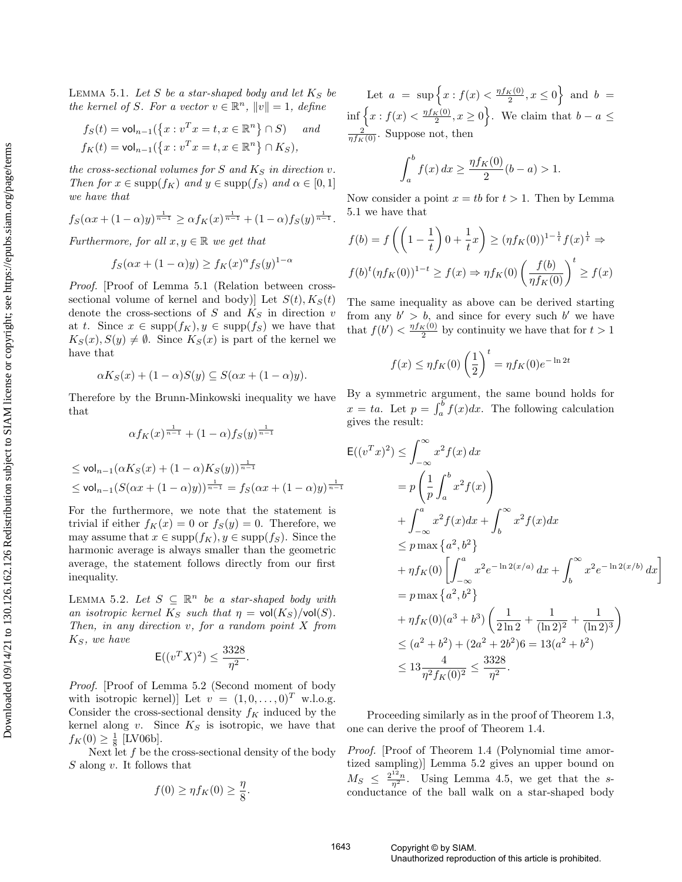LEMMA 5.1. *Let $S$ be a star-shaped body and let $K_S$ be the kernel of $S$. For a vector $v \in \mathbb{R}^n$, $\|v\| = 1$, define*

$$f_S(t) = \mathsf{vol}_{n-1}(\{x : v^T x = t, x \in \mathbb{R}^n\} \cap S) \quad \text{and}$$
$$f_K(t) = \mathsf{vol}_{n-1}(\{x : v^T x = t, x \in \mathbb{R}^n\} \cap K_S),$$

*the cross-sectional volumes for $S$ and $K_S$ in direction $v$. Then for $x \in \mathrm{supp}(f_K)$ and $y \in \mathrm{supp}(f_S)$ and $\alpha \in [0,1]$ we have that*

$$f_S(\alpha x + (1-\alpha)y)^{\frac{1}{n-1}} \geq \alpha f_K(x)^{\frac{1}{n-1}} + (1-\alpha) f_S(y)^{\frac{1}{n-1}}.$$

*Furthermore, for all $x, y \in \mathbb{R}$ we get that*

$$f_S(\alpha x + (1-\alpha)y) \geq f_K(x)^\alpha f_S(y)^{1-\alpha}$$

*Proof.* [Proof of Lemma 5.1 (Relation between cross-sectional volume of kernel and body)] Let $S(t), K_S(t)$ denote the cross-sections of $S$ and $K_S$ in direction $v$ at $t$. Since $x \in \mathrm{supp}(f_K), y \in \mathrm{supp}(f_S)$ we have that $K_S(x), S(y) \neq \emptyset$. Since $K_S(x)$ is part of the kernel we have that

$$\alpha K_S(x) + (1-\alpha)S(y) \subseteq S(\alpha x + (1-\alpha)y).$$

Therefore by the Brunn-Minkowski inequality we have that

$$\alpha f_K(x)^{\frac{1}{n-1}} + (1-\alpha) f_S(y)^{\frac{1}{n-1}}$$

$$\leq \mathsf{vol}_{n-1}(\alpha K_S(x) + (1-\alpha)K_S(y))^{\frac{1}{n-1}}$$
$$\leq \mathsf{vol}_{n-1}(S(\alpha x + (1-\alpha)y))^{\frac{1}{n-1}} = f_S(\alpha x + (1-\alpha)y)^{\frac{1}{n-1}}$$

For the furthermore, we note that the statement is trivial if either $f_K(x) = 0$ or $f_S(y) = 0$. Therefore, we may assume that $x \in \mathrm{supp}(f_K), y \in \mathrm{supp}(f_S)$. Since the harmonic average is always smaller than the geometric average, the statement follows directly from our first inequality.

LEMMA 5.2. *Let $S \subseteq \mathbb{R}^n$ be a star-shaped body with an isotropic kernel $K_S$ such that $\eta = \mathsf{vol}(K_S)/\mathsf{vol}(S)$. Then, in any direction $v$, for a random point $X$ from $K_S$, we have*

$$\mathsf{E}((v^T X)^2) \leq \frac{3328}{\eta^2}.$$

*Proof.* [Proof of Lemma 5.2 (Second moment of body with isotropic kernel)] Let $v = (1, 0, \ldots, 0)^T$ w.l.o.g. Consider the cross-sectional density $f_K$ induced by the kernel along $v$. Since $K_S$ is isotropic, we have that $f_K(0) \geq \frac{1}{8}$ [LV06b].

Next let $f$ be the cross-sectional density of the body $S$ along $v$. It follows that

$$f(0) \geq \eta f_K(0) \geq \frac{\eta}{8}.$$

Let $a = \sup\left\{x : f(x) < \frac{\eta f_K(0)}{2}, x \leq 0\right\}$ and $b = \inf\left\{x : f(x) < \frac{\eta f_K(0)}{2}, x \geq 0\right\}$. We claim that $b - a \leq \frac{2}{\eta f_K(0)}$. Suppose not, then

$$\int_a^b f(x)\,dx \geq \frac{\eta f_K(0)}{2}(b-a) > 1.$$

Now consider a point $x = tb$ for $t > 1$. Then by Lemma 5.1 we have that

$$f(b) = f\left(\left(1 - \frac{1}{t}\right)0 + \frac{1}{t}x\right) \geq (\eta f_K(0))^{1-\frac{1}{t}} f(x)^{\frac{1}{t}} \Rightarrow$$

$$f(b)^t (\eta f_K(0))^{1-t} \geq f(x) \Rightarrow \eta f_K(0)\left(\frac{f(b)}{\eta f_K(0)}\right)^t \geq f(x)$$

The same inequality as above can be derived starting from any $b' > b$, and since for every such $b'$ we have that $f(b') < \frac{\eta f_K(0)}{2}$ by continuity we have that for $t > 1$

$$f(x) \leq \eta f_K(0)\left(\frac{1}{2}\right)^t = \eta f_K(0) e^{-\ln 2t}$$

By a symmetric argument, the same bound holds for $x = ta$. Let $p = \int_a^b f(x)dx$. The following calculation gives the result:

$$
\begin{aligned}
\mathsf{E}((v^T x)^2) &\leq \int_{-\infty}^{\infty} x^2 f(x)\,dx \\
&= p\left(\frac{1}{p}\int_a^b x^2 f(x)\right) \\
&\quad + \int_{-\infty}^{a} x^2 f(x)dx + \int_b^{\infty} x^2 f(x)dx \\
&\leq p \max\{a^2, b^2\} \\
&\quad + \eta f_K(0)\left[\int_{-\infty}^{a} x^2 e^{-\ln 2(x/a)}\,dx + \int_b^{\infty} x^2 e^{-\ln 2(x/b)}\,dx\right] \\
&= p\max\{a^2, b^2\} \\
&\quad + \eta f_K(0)(a^3 + b^3)\left(\frac{1}{2\ln 2} + \frac{1}{(\ln 2)^2} + \frac{1}{(\ln 2)^3}\right) \\
&\leq (a^2 + b^2) + (2a^2 + 2b^2)6 = 13(a^2 + b^2) \\
&\leq 13\frac{4}{\eta^2 f_K(0)^2} \leq \frac{3328}{\eta^2}.
\end{aligned}
$$

Proceeding similarly as in the proof of Theorem 1.3, one can derive the proof of Theorem 1.4.

*Proof.* [Proof of Theorem 1.4 (Polynomial time amortized sampling)] Lemma 5.2 gives an upper bound on $M_S \leq \frac{2^{12}n}{\eta^2}$. Using Lemma 4.5, we get that the $s$-conductance of the ball walk on a star-shaped body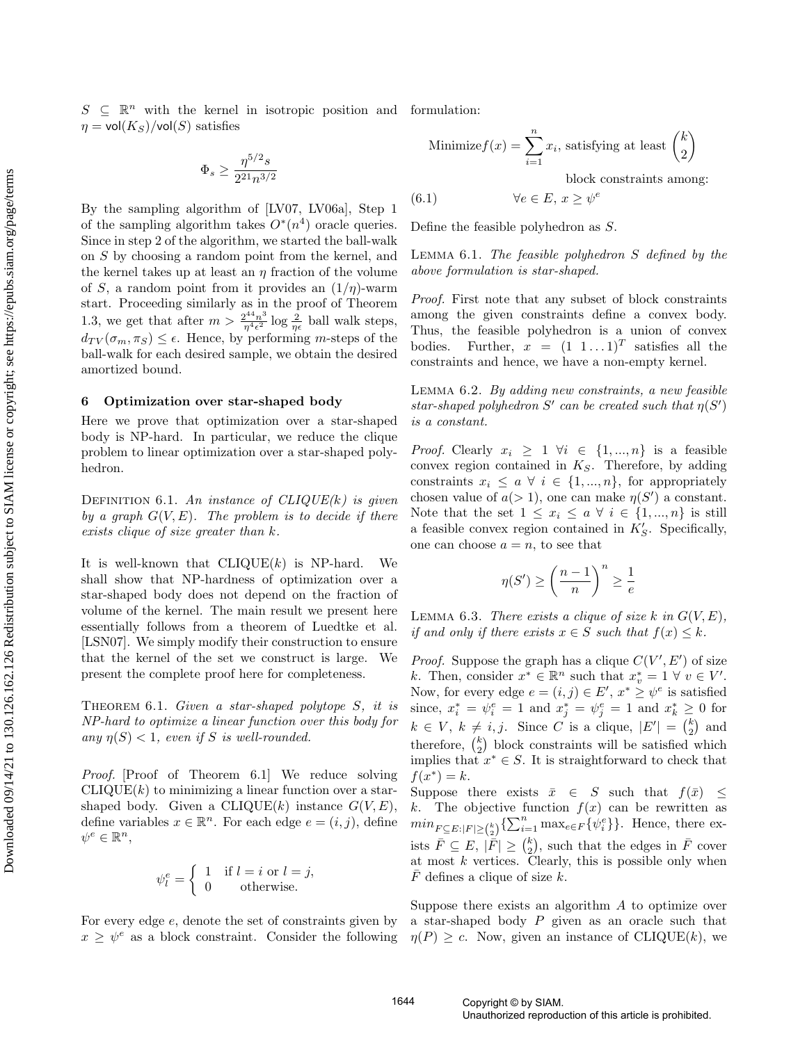$S \subseteq \mathbb{R}^n$ with the kernel in isotropic position and $\eta = \mathsf{vol}(K_S)/\mathsf{vol}(S)$ satisfies

$$\Phi_s \geq \frac{\eta^{5/2} s}{2^{21} n^{3/2}}$$

By the sampling algorithm of [LV07, LV06a], Step 1 of the sampling algorithm takes $O^*(n^4)$ oracle queries. Since in step 2 of the algorithm, we started the ball-walk on $S$ by choosing a random point from the kernel, and the kernel takes up at least an $\eta$ fraction of the volume of $S$, a random point from it provides an $(1/\eta)$-warm start. Proceeding similarly as in the proof of Theorem 1.3, we get that after $m > \frac{2^{44} n^3}{\eta^4 \epsilon^2} \log \frac{2}{\eta \epsilon}$ ball walk steps, $d_{TV}(\sigma_m, \pi_S) \leq \epsilon$. Hence, by performing $m$-steps of the ball-walk for each desired sample, we obtain the desired amortized bound.

## 6 Optimization over star-shaped body

Here we prove that optimization over a star-shaped body is NP-hard. In particular, we reduce the clique problem to linear optimization over a star-shaped polyhedron.

Definition 6.1. *An instance of CLIQUE(k) is given by a graph $G(V, E)$. The problem is to decide if there exists clique of size greater than $k$.*

It is well-known that CLIQUE($k$) is NP-hard. We shall show that NP-hardness of optimization over a star-shaped body does not depend on the fraction of volume of the kernel. The main result we present here essentially follows from a theorem of Luedtke et al. [LSN07]. We simply modify their construction to ensure that the kernel of the set we construct is large. We present the complete proof here for completeness.

Theorem 6.1. *Given a star-shaped polytope $S$, it is NP-hard to optimize a linear function over this body for any $\eta(S) < 1$, even if $S$ is well-rounded.*

*Proof.* [Proof of Theorem 6.1] We reduce solving CLIQUE($k$) to minimizing a linear function over a star-shaped body. Given a CLIQUE($k$) instance $G(V, E)$, define variables $x \in \mathbb{R}^n$. For each edge $e = (i, j)$, define $\psi^e \in \mathbb{R}^n$,

$$\psi^e_l = \begin{cases} 1 & \text{if } l = i \text{ or } l = j, \\ 0 & \text{otherwise.} \end{cases}$$

For every edge $e$, denote the set of constraints given by $x \geq \psi^e$ as a block constraint. Consider the following formulation:

$$\text{Minimize} f(x) = \sum_{i=1}^{n} x_i, \text{ satisfying at least } \binom{k}{2} \text{ block constraints among:}$$

$$\forall e \in E,\ x \geq \psi^e \tag{6.1}$$

Define the feasible polyhedron as $S$.

Lemma 6.1. *The feasible polyhedron $S$ defined by the above formulation is star-shaped.*

*Proof.* First note that any subset of block constraints among the given constraints define a convex body. Thus, the feasible polyhedron is a union of convex bodies. Further, $x = (1\ 1 \ldots 1)^T$ satisfies all the constraints and hence, we have a non-empty kernel.

Lemma 6.2. *By adding new constraints, a new feasible star-shaped polyhedron $S'$ can be created such that $\eta(S')$ is a constant.*

*Proof.* Clearly $x_i \geq 1\ \forall i \in \{1, ..., n\}$ is a feasible convex region contained in $K_S$. Therefore, by adding constraints $x_i \leq a\ \forall\ i \in \{1, ..., n\}$, for appropriately chosen value of $a (> 1)$, one can make $\eta(S')$ a constant. Note that the set $1 \leq x_i \leq a\ \forall\ i \in \{1, ..., n\}$ is still a feasible convex region contained in $K'_S$. Specifically, one can choose $a = n$, to see that

$$\eta(S') \geq \left(\frac{n-1}{n}\right)^n \geq \frac{1}{e}$$

Lemma 6.3. *There exists a clique of size $k$ in $G(V, E)$, if and only if there exists $x \in S$ such that $f(x) \leq k$.*

*Proof.* Suppose the graph has a clique $C(V', E')$ of size $k$. Then, consider $x^* \in \mathbb{R}^n$ such that $x^*_v = 1\ \forall\ v \in V'$. Now, for every edge $e = (i, j) \in E'$, $x^* \geq \psi^e$ is satisfied since, $x^*_i = \psi^e_i = 1$ and $x^*_j = \psi^e_j = 1$ and $x^*_k \geq 0$ for $k \in V$, $k \neq i, j$. Since $C$ is a clique, $|E'| = \binom{k}{2}$ and therefore, $\binom{k}{2}$ block constraints will be satisfied which implies that $x^* \in S$. It is straightforward to check that $f(x^*) = k$.

Suppose there exists $\bar{x} \in S$ such that $f(\bar{x}) \leq k$. The objective function $f(x)$ can be rewritten as $min_{F \subseteq E : |F| \geq \binom{k}{2}} \{\sum_{i=1}^{n} \max_{e \in F}\{\psi^e_i\}\}$. Hence, there exists $\bar{F} \subseteq E$, $|\bar{F}| \geq \binom{k}{2}$, such that the edges in $\bar{F}$ cover at most $k$ vertices. Clearly, this is possible only when $\bar{F}$ defines a clique of size $k$.

Suppose there exists an algorithm $A$ to optimize over a star-shaped body $P$ given as an oracle such that $\eta(P) \geq c$. Now, given an instance of CLIQUE($k$), we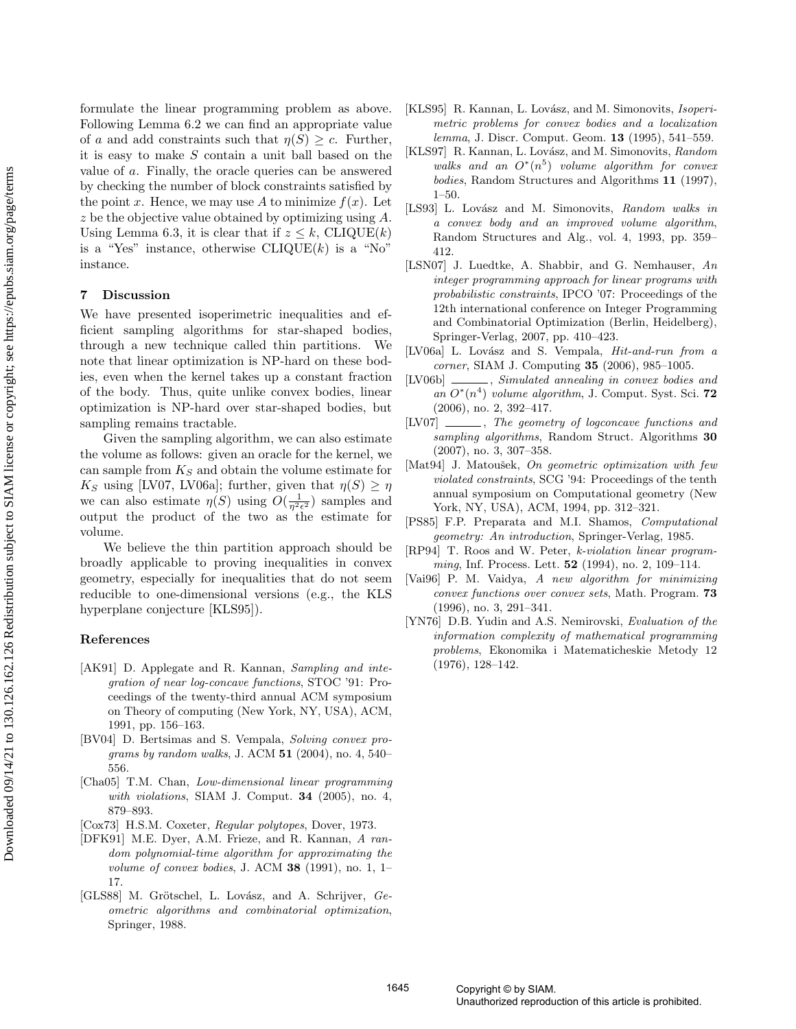formulate the linear programming problem as above. Following Lemma 6.2 we can find an appropriate value of $a$ and add constraints such that $\eta(S) \geq c$. Further, it is easy to make $S$ contain a unit ball based on the value of $a$. Finally, the oracle queries can be answered by checking the number of block constraints satisfied by the point $x$. Hence, we may use $A$ to minimize $f(x)$. Let $z$ be the objective value obtained by optimizing using $A$. Using Lemma 6.3, it is clear that if $z \leq k$, CLIQUE($k$) is a "Yes" instance, otherwise CLIQUE($k$) is a "No" instance.

## 7 Discussion

We have presented isoperimetric inequalities and efficient sampling algorithms for star-shaped bodies, through a new technique called thin partitions. We note that linear optimization is NP-hard on these bodies, even when the kernel takes up a constant fraction of the body. Thus, quite unlike convex bodies, linear optimization is NP-hard over star-shaped bodies, but sampling remains tractable.

Given the sampling algorithm, we can also estimate the volume as follows: given an oracle for the kernel, we can sample from $K_S$ and obtain the volume estimate for $K_S$ using [LV07, LV06a]; further, given that $\eta(S) \geq \eta$ we can also estimate $\eta(S)$ using $O(\frac{1}{\eta^2 \epsilon^2})$ samples and output the product of the two as the estimate for volume.

We believe the thin partition approach should be broadly applicable to proving inequalities in convex geometry, especially for inequalities that do not seem reducible to one-dimensional versions (e.g., the KLS hyperplane conjecture [KLS95]).

## References

[AK91] D. Applegate and R. Kannan, *Sampling and integration of near log-concave functions*, STOC '91: Proceedings of the twenty-third annual ACM symposium on Theory of computing (New York, NY, USA), ACM, 1991, pp. 156–163.

[BV04] D. Bertsimas and S. Vempala, *Solving convex programs by random walks*, J. ACM **51** (2004), no. 4, 540–556.

[Cha05] T.M. Chan, *Low-dimensional linear programming with violations*, SIAM J. Comput. **34** (2005), no. 4, 879–893.

[Cox73] H.S.M. Coxeter, *Regular polytopes*, Dover, 1973.

[DFK91] M.E. Dyer, A.M. Frieze, and R. Kannan, *A random polynomial-time algorithm for approximating the volume of convex bodies*, J. ACM **38** (1991), no. 1, 1–17.

[GLS88] M. Grötschel, L. Lovász, and A. Schrijver, *Geometric algorithms and combinatorial optimization*, Springer, 1988.

[KLS95] R. Kannan, L. Lovász, and M. Simonovits, *Isoperimetric problems for convex bodies and a localization lemma*, J. Discr. Comput. Geom. **13** (1995), 541–559.

[KLS97] R. Kannan, L. Lovász, and M. Simonovits, *Random walks and an $O^*(n^5)$ volume algorithm for convex bodies*, Random Structures and Algorithms **11** (1997), 1–50.

[LS93] L. Lovász and M. Simonovits, *Random walks in a convex body and an improved volume algorithm*, Random Structures and Alg., vol. 4, 1993, pp. 359–412.

[LSN07] J. Luedtke, A. Shabbir, and G. Nemhauser, *An integer programming approach for linear programs with probabilistic constraints*, IPCO '07: Proceedings of the 12th international conference on Integer Programming and Combinatorial Optimization (Berlin, Heidelberg), Springer-Verlag, 2007, pp. 410–423.

[LV06a] L. Lovász and S. Vempala, *Hit-and-run from a corner*, SIAM J. Computing **35** (2006), 985–1005.

[LV06b] ______, *Simulated annealing in convex bodies and an $O^*(n^4)$ volume algorithm*, J. Comput. Syst. Sci. **72** (2006), no. 2, 392–417.

[LV07] ______, *The geometry of logconcave functions and sampling algorithms*, Random Struct. Algorithms **30** (2007), no. 3, 307–358.

[Mat94] J. Matoušek, *On geometric optimization with few violated constraints*, SCG '94: Proceedings of the tenth annual symposium on Computational geometry (New York, NY, USA), ACM, 1994, pp. 312–321.

[PS85] F.P. Preparata and M.I. Shamos, *Computational geometry: An introduction*, Springer-Verlag, 1985.

[RP94] T. Roos and W. Peter, *k-violation linear programming*, Inf. Process. Lett. **52** (1994), no. 2, 109–114.

[Vai96] P. M. Vaidya, *A new algorithm for minimizing convex functions over convex sets*, Math. Program. **73** (1996), no. 3, 291–341.

[YN76] D.B. Yudin and A.S. Nemirovski, *Evaluation of the information complexity of mathematical programming problems*, Ekonomika i Matematicheskie Metody 12 (1976), 128–142.